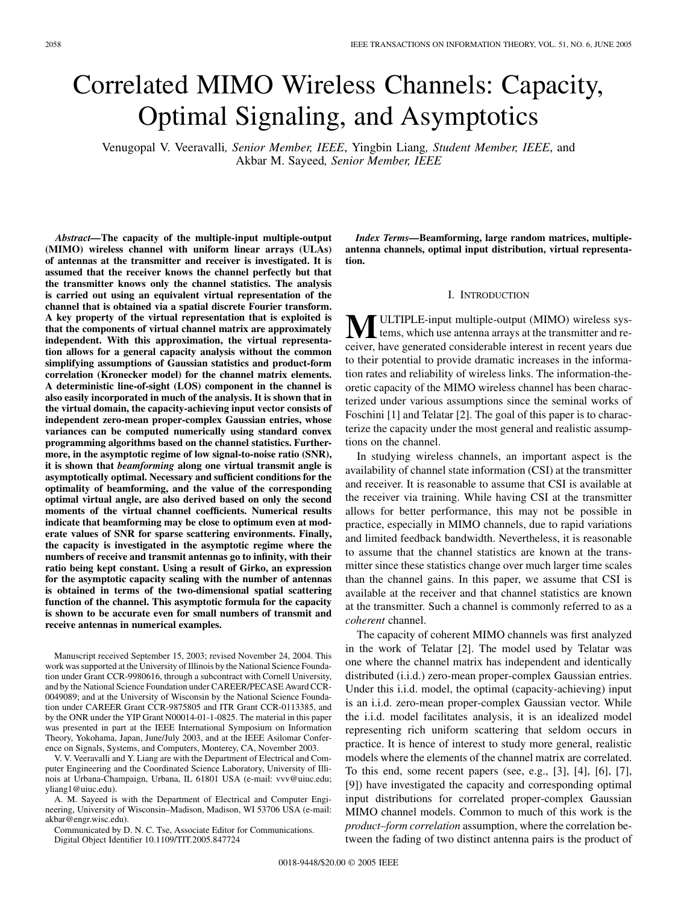# Correlated MIMO Wireless Channels: Capacity, Optimal Signaling, and Asymptotics

Venugopal V. Veeravalli, *Senior Member, IEEE*, Yingbin Liang, *Student Member, IEEE*, and Akbar M. Sayeed, *Senior Member, IEEE*

***Abstract*—The capacity of the multiple-input multiple-output (MIMO) wireless channel with uniform linear arrays (ULAs) of antennas at the transmitter and receiver is investigated. It is assumed that the receiver knows the channel perfectly but that the transmitter knows only the channel statistics. The analysis is carried out using an equivalent virtual representation of the channel that is obtained via a spatial discrete Fourier transform. A key property of the virtual representation that is exploited is that the components of virtual channel matrix are approximately independent. With this approximation, the virtual representation allows for a general capacity analysis without the common simplifying assumptions of Gaussian statistics and product-form correlation (Kronecker model) for the channel matrix elements. A deterministic line-of-sight (LOS) component in the channel is also easily incorporated in much of the analysis. It is shown that in the virtual domain, the capacity-achieving input vector consists of independent zero-mean proper-complex Gaussian entries, whose variances can be computed numerically using standard convex programming algorithms based on the channel statistics. Furthermore, in the asymptotic regime of low signal-to-noise ratio (SNR), it is shown that *beamforming* along one virtual transmit angle is asymptotically optimal. Necessary and sufficient conditions for the optimality of beamforming, and the value of the corresponding optimal virtual angle, are also derived based on only the second moments of the virtual channel coefficients. Numerical results indicate that beamforming may be close to optimum even at moderate values of SNR for sparse scattering environments. Finally, the capacity is investigated in the asymptotic regime where the numbers of receive and transmit antennas go to infinity, with their ratio being kept constant. Using a result of Girko, an expression for the asymptotic capacity scaling with the number of antennas is obtained in terms of the two-dimensional spatial scattering function of the channel. This asymptotic formula for the capacity is shown to be accurate even for small numbers of transmit and receive antennas in numerical examples.**

Manuscript received September 15, 2003; revised November 24, 2004. This work was supported at the University of Illinois by the National Science Foundation under Grant CCR-9980616, through a subcontract with Cornell University, and by the National Science Foundation under CAREER/PECASE Award CCR-0049089; and at the University of Wisconsin by the National Science Foundation under CAREER Grant CCR-9875805 and ITR Grant CCR-0113385, and by the ONR under the YIP Grant N00014-01-1-0825. The material in this paper was presented in part at the IEEE International Symposium on Information Theory, Yokohama, Japan, June/July 2003, and at the IEEE Asilomar Conference on Signals, Systems, and Computers, Monterey, CA, November 2003.

V. V. Veeravalli and Y. Liang are with the Department of Electrical and Computer Engineering and the Coordinated Science Laboratory, University of Illinois at Urbana-Champaign, Urbana, IL 61801 USA (e-mail: vvv@uiuc.edu; yliang1@uiuc.edu).

A. M. Sayeed is with the Department of Electrical and Computer Engineering, University of Wisconsin–Madison, Madison, WI 53706 USA (e-mail: akbar@engr.wisc.edu).

Communicated by D. N. C. Tse, Associate Editor for Communications.

Digital Object Identifier 10.1109/TIT.2005.847724

***Index Terms*—Beamforming, large random matrices, multiple-antenna channels, optimal input distribution, virtual representation.**

## I. Introduction

Multiple-input multiple-output (MIMO) wireless systems, which use antenna arrays at the transmitter and receiver, have generated considerable interest in recent years due to their potential to provide dramatic increases in the information rates and reliability of wireless links. The information-theoretic capacity of the MIMO wireless channel has been characterized under various assumptions since the seminal works of Foschini [1] and Telatar [2]. The goal of this paper is to characterize the capacity under the most general and realistic assumptions on the channel.

In studying wireless channels, an important aspect is the availability of channel state information (CSI) at the transmitter and receiver. It is reasonable to assume that CSI is available at the receiver via training. While having CSI at the transmitter allows for better performance, this may not be possible in practice, especially in MIMO channels, due to rapid variations and limited feedback bandwidth. Nevertheless, it is reasonable to assume that the channel statistics are known at the transmitter since these statistics change over much larger time scales than the channel gains. In this paper, we assume that CSI is available at the receiver and that channel statistics are known at the transmitter. Such a channel is commonly referred to as a *coherent* channel.

The capacity of coherent MIMO channels was first analyzed in the work of Telatar [2]. The model used by Telatar was one where the channel matrix has independent and identically distributed (i.i.d.) zero-mean proper-complex Gaussian entries. Under this i.i.d. model, the optimal (capacity-achieving) input is an i.i.d. zero-mean proper-complex Gaussian vector. While the i.i.d. model facilitates analysis, it is an idealized model representing rich uniform scattering that seldom occurs in practice. It is hence of interest to study more general, realistic models where the elements of the channel matrix are correlated. To this end, some recent papers (see, e.g., [3], [4], [6], [7], [9]) have investigated the capacity and corresponding optimal input distributions for correlated proper-complex Gaussian MIMO channel models. Common to much of this work is the *product–form correlation* assumption, where the correlation between the fading of two distinct antenna pairs is the product of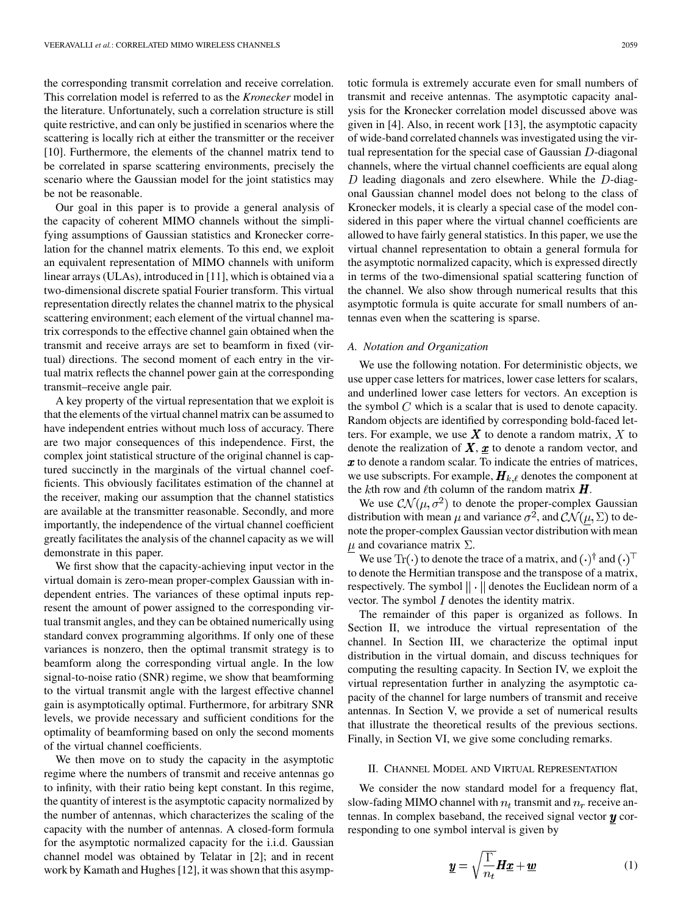the corresponding transmit correlation and receive correlation. This correlation model is referred to as the *Kronecker* model in the literature. Unfortunately, such a correlation structure is still quite restrictive, and can only be justified in scenarios where the scattering is locally rich at either the transmitter or the receiver [10]. Furthermore, the elements of the channel matrix tend to be correlated in sparse scattering environments, precisely the scenario where the Gaussian model for the joint statistics may be not be reasonable.

Our goal in this paper is to provide a general analysis of the capacity of coherent MIMO channels without the simplifying assumptions of Gaussian statistics and Kronecker correlation for the channel matrix elements. To this end, we exploit an equivalent representation of MIMO channels with uniform linear arrays (ULAs), introduced in [11], which is obtained via a two-dimensional discrete spatial Fourier transform. This virtual representation directly relates the channel matrix to the physical scattering environment; each element of the virtual channel matrix corresponds to the effective channel gain obtained when the transmit and receive arrays are set to beamform in fixed (virtual) directions. The second moment of each entry in the virtual matrix reflects the channel power gain at the corresponding transmit–receive angle pair.

A key property of the virtual representation that we exploit is that the elements of the virtual channel matrix can be assumed to have independent entries without much loss of accuracy. There are two major consequences of this independence. First, the complex joint statistical structure of the original channel is captured succinctly in the marginals of the virtual channel coefficients. This obviously facilitates estimation of the channel at the receiver, making our assumption that the channel statistics are available at the transmitter reasonable. Secondly, and more importantly, the independence of the virtual channel coefficient greatly facilitates the analysis of the channel capacity as we will demonstrate in this paper.

We first show that the capacity-achieving input vector in the virtual domain is zero-mean proper-complex Gaussian with independent entries. The variances of these optimal inputs represent the amount of power assigned to the corresponding virtual transmit angles, and they can be obtained numerically using standard convex programming algorithms. If only one of these variances is nonzero, then the optimal transmit strategy is to beamform along the corresponding virtual angle. In the low signal-to-noise ratio (SNR) regime, we show that beamforming to the virtual transmit angle with the largest effective channel gain is asymptotically optimal. Furthermore, for arbitrary SNR levels, we provide necessary and sufficient conditions for the optimality of beamforming based on only the second moments of the virtual channel coefficients.

We then move on to study the capacity in the asymptotic regime where the numbers of transmit and receive antennas go to infinity, with their ratio being kept constant. In this regime, the quantity of interest is the asymptotic capacity normalized by the number of antennas, which characterizes the scaling of the capacity with the number of antennas. A closed-form formula for the asymptotic normalized capacity for the i.i.d. Gaussian channel model was obtained by Telatar in [2]; and in recent work by Kamath and Hughes [12], it was shown that this asymptotic formula is extremely accurate even for small numbers of transmit and receive antennas. The asymptotic capacity analysis for the Kronecker correlation model discussed above was given in [4]. Also, in recent work [13], the asymptotic capacity of wide-band correlated channels was investigated using the virtual representation for the special case of Gaussian $D$-diagonal channels, where the virtual channel coefficients are equal along $D$ leading diagonals and zero elsewhere. While the $D$-diagonal Gaussian channel model does not belong to the class of Kronecker models, it is clearly a special case of the model considered in this paper where the virtual channel coefficients are allowed to have fairly general statistics. In this paper, we use the virtual channel representation to obtain a general formula for the asymptotic normalized capacity, which is expressed directly in terms of the two-dimensional spatial scattering function of the channel. We also show through numerical results that this asymptotic formula is quite accurate for small numbers of antennas even when the scattering is sparse.

### A. Notation and Organization

We use the following notation. For deterministic objects, we use upper case letters for matrices, lower case letters for scalars, and underlined lower case letters for vectors. An exception is the symbol $C$ which is a scalar that is used to denote capacity. Random objects are identified by corresponding bold-faced letters. For example, we use $\boldsymbol{X}$ to denote a random matrix, $X$ to denote the realization of $\boldsymbol{X}$, $\underline{\boldsymbol{x}}$ to denote a random vector, and $\boldsymbol{x}$ to denote a random scalar. To indicate the entries of matrices, we use subscripts. For example, $\boldsymbol{H}_{k,\ell}$ denotes the component at the $k$th row and $\ell$th column of the random matrix $\boldsymbol{H}$.

We use $\mathcal{CN}(\mu, \sigma^2)$ to denote the proper-complex Gaussian distribution with mean $\mu$ and variance $\sigma^2$, and $\mathcal{CN}(\underline{\mu}, \Sigma)$ to denote the proper-complex Gaussian vector distribution with mean $\underline{\mu}$ and covariance matrix $\Sigma$.

We use $\mathrm{Tr}(\cdot)$ to denote the trace of a matrix, and $(\cdot)^\dagger$ and $(\cdot)^\top$ to denote the Hermitian transpose and the transpose of a matrix, respectively. The symbol $\|\cdot\|$ denotes the Euclidean norm of a vector. The symbol $I$ denotes the identity matrix.

The remainder of this paper is organized as follows. In Section II, we introduce the virtual representation of the channel. In Section III, we characterize the optimal input distribution in the virtual domain, and discuss techniques for computing the resulting capacity. In Section IV, we exploit the virtual representation further in analyzing the asymptotic capacity of the channel for large numbers of transmit and receive antennas. In Section V, we provide a set of numerical results that illustrate the theoretical results of the previous sections. Finally, in Section VI, we give some concluding remarks.

## II. Channel Model and Virtual Representation

We consider the now standard model for a frequency flat, slow-fading MIMO channel with $n_t$ transmit and $n_r$ receive antennas. In complex baseband, the received signal vector $\underline{\boldsymbol{y}}$ corresponding to one symbol interval is given by

$$\underline{\boldsymbol{y}} = \sqrt{\frac{\Gamma}{n_t}} \boldsymbol{H} \underline{\boldsymbol{x}} + \underline{\boldsymbol{w}} \tag{1}$$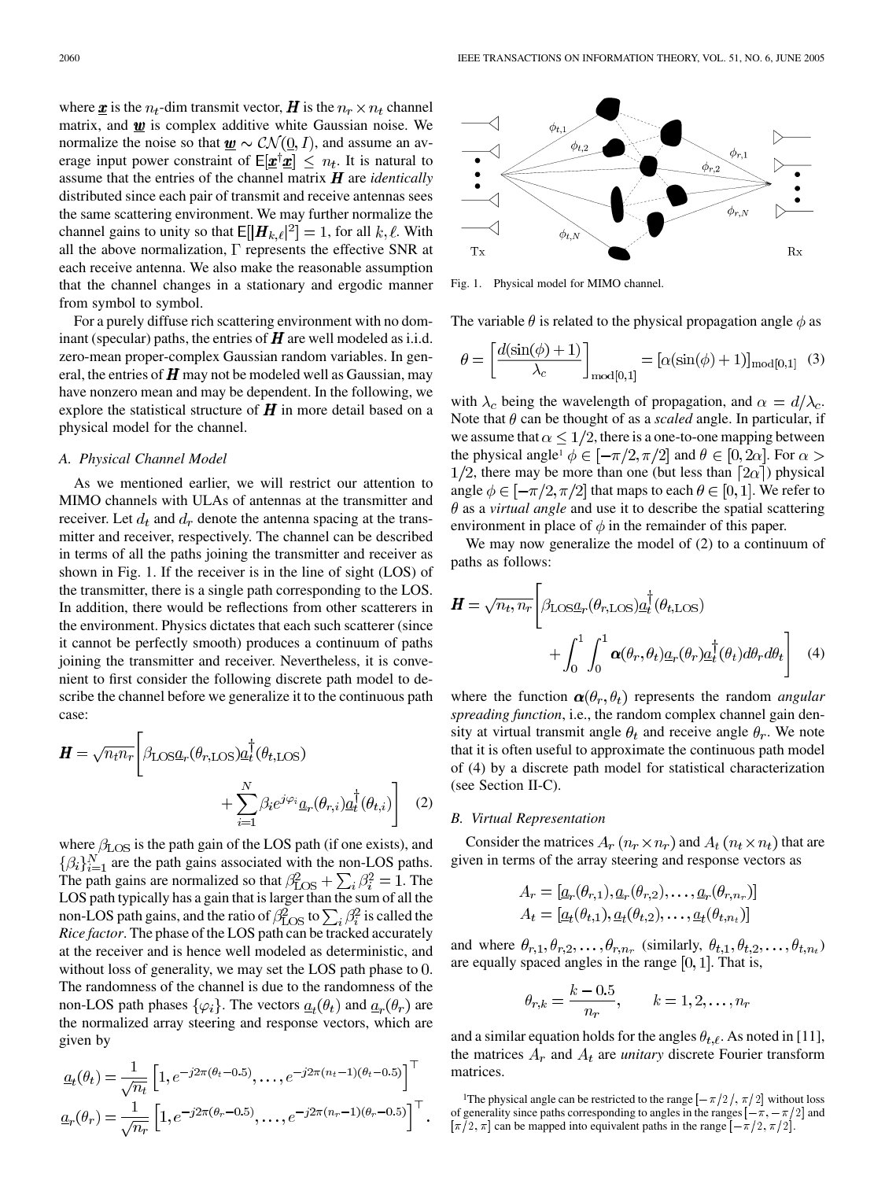where $\underline{\boldsymbol{x}}$ is the $n_t$-dim transmit vector, $\boldsymbol{H}$ is the $n_r \times n_t$ channel matrix, and $\underline{\boldsymbol{w}}$ is complex additive white Gaussian noise. We normalize the noise so that $\underline{\boldsymbol{w}} \sim \mathcal{CN}(0, I)$, and assume an average input power constraint of $\mathsf{E}[\underline{\boldsymbol{x}}^\dagger \underline{\boldsymbol{x}}] \leq n_t$. It is natural to assume that the entries of the channel matrix $\boldsymbol{H}$ are *identically* distributed since each pair of transmit and receive antennas sees the same scattering environment. We may further normalize the channel gains to unity so that $\mathsf{E}[|\boldsymbol{H}_{k,\ell}|^2] = 1$, for all $k, \ell$. With all the above normalization, $\Gamma$ represents the effective SNR at each receive antenna. We also make the reasonable assumption that the channel changes in a stationary and ergodic manner from symbol to symbol.

For a purely diffuse rich scattering environment with no dominant (specular) paths, the entries of $\boldsymbol{H}$ are well modeled as i.i.d. zero-mean proper-complex Gaussian random variables. In general, the entries of $\boldsymbol{H}$ may not be modeled well as Gaussian, may have nonzero mean and may be dependent. In the following, we explore the statistical structure of $\boldsymbol{H}$ in more detail based on a physical model for the channel.

### A. Physical Channel Model

As we mentioned earlier, we will restrict our attention to MIMO channels with ULAs of antennas at the transmitter and receiver. Let $d_t$ and $d_r$ denote the antenna spacing at the transmitter and receiver, respectively. The channel can be described in terms of all the paths joining the transmitter and receiver as shown in Fig. 1. If the receiver is in the line of sight (LOS) of the transmitter, there is a single path corresponding to the LOS. In addition, there would be reflections from other scatterers in the environment. Physics dictates that each such scatterer (since it cannot be perfectly smooth) produces a continuum of paths joining the transmitter and receiver. Nevertheless, it is convenient to first consider the following discrete path model to describe the channel before we generalize it to the continuous path case:

$$\boldsymbol{H} = \sqrt{n_t n_r}\left[\beta_{\text{LOS}}\underline{a}_r(\theta_{r,\text{LOS}})\underline{a}_t^\dagger(\theta_{t,\text{LOS}}) + \sum_{i=1}^{N}\beta_i e^{j\varphi_i}\underline{a}_r(\theta_{r,i})\underline{a}_t^\dagger(\theta_{t,i})\right] \quad (2)$$

where $\beta_{\text{LOS}}$ is the path gain of the LOS path (if one exists), and $\{\beta_i\}_{i=1}^N$ are the path gains associated with the non-LOS paths. The path gains are normalized so that $\beta_{\text{LOS}}^2 + \sum_i \beta_i^2 = 1$. The LOS path typically has a gain that is larger than the sum of all the non-LOS path gains, and the ratio of $\beta_{\text{LOS}}^2$ to $\sum_i \beta_i^2$ is called the *Rice factor*. The phase of the LOS path can be tracked accurately at the receiver and is hence well modeled as deterministic, and without loss of generality, we may set the LOS path phase to 0. The randomness of the channel is due to the randomness of the non-LOS path phases $\{\varphi_i\}$. The vectors $\underline{a}_t(\theta_t)$ and $\underline{a}_r(\theta_r)$ are the normalized array steering and response vectors, which are given by

$$\underline{a}_t(\theta_t) = \frac{1}{\sqrt{n_t}}\left[1, e^{-j2\pi(\theta_t - 0.5)}, \ldots, e^{-j2\pi(n_t-1)(\theta_t-0.5)}\right]^\top$$
$$\underline{a}_r(\theta_r) = \frac{1}{\sqrt{n_r}}\left[1, e^{-j2\pi(\theta_r - 0.5)}, \ldots, e^{-j2\pi(n_r-1)(\theta_r-0.5)}\right]^\top.$$

Fig. 1. Physical model for MIMO channel.

The variable $\theta$ is related to the physical propagation angle $\phi$ as

$$\theta = \left[\frac{d(\sin(\phi)+1)}{\lambda_c}\right]_{\text{mod}[0,1]} = [\alpha(\sin(\phi)+1)]_{\text{mod}[0,1]} \quad (3)$$

with $\lambda_c$ being the wavelength of propagation, and $\alpha = d/\lambda_c$. Note that $\theta$ can be thought of as a *scaled* angle. In particular, if we assume that $\alpha \leq 1/2$, there is a one-to-one mapping between the physical angle[1] $\phi \in [-\pi/2, \pi/2]$ and $\theta \in [0, 2\alpha]$. For $\alpha > 1/2$, there may be more than one (but less than $\lceil 2\alpha \rceil$) physical angle $\phi \in [-\pi/2, \pi/2]$ that maps to each $\theta \in [0, 1]$. We refer to $\theta$ as a *virtual angle* and use it to describe the spatial scattering environment in place of $\phi$ in the remainder of this paper.

We may now generalize the model of (2) to a continuum of paths as follows:

$$\boldsymbol{H} = \sqrt{n_t, n_r}\left[\beta_{\text{LOS}}\underline{a}_r(\theta_{r,\text{LOS}})\underline{a}_t^\dagger(\theta_{t,\text{LOS}}) + \int_0^1\int_0^1 \boldsymbol{\alpha}(\theta_r, \theta_t)\underline{a}_r(\theta_r)\underline{a}_t^\dagger(\theta_t)d\theta_r d\theta_t\right] \quad (4)$$

where the function $\boldsymbol{\alpha}(\theta_r, \theta_t)$ represents the random *angular spreading function*, i.e., the random complex channel gain density at virtual transmit angle $\theta_t$ and receive angle $\theta_r$. We note that it is often useful to approximate the continuous path model of (4) by a discrete path model for statistical characterization (see Section II-C).

### B. Virtual Representation

Consider the matrices $A_r$ $(n_r \times n_r)$ and $A_t$ $(n_t \times n_t)$ that are given in terms of the array steering and response vectors as

$$A_r = [\underline{a}_r(\theta_{r,1}), \underline{a}_r(\theta_{r,2}), \ldots, \underline{a}_r(\theta_{r,n_r})]$$
$$A_t = [\underline{a}_t(\theta_{t,1}), \underline{a}_t(\theta_{t,2}), \ldots, \underline{a}_t(\theta_{t,n_t})]$$

and where $\theta_{r,1}, \theta_{r,2}, \ldots, \theta_{r,n_r}$ (similarly, $\theta_{t,1}, \theta_{t,2}, \ldots, \theta_{t,n_t}$) are equally spaced angles in the range $[0, 1]$. That is,

$$\theta_{r,k} = \frac{k - 0.5}{n_r}, \qquad k = 1, 2, \ldots, n_r$$

and a similar equation holds for the angles $\theta_{t,\ell}$. As noted in [11], the matrices $A_r$ and $A_t$ are *unitary* discrete Fourier transform matrices.

[1]The physical angle can be restricted to the range $[-\pi/2, \pi/2]$ without loss of generality since paths corresponding to angles in the ranges $[-\pi, -\pi/2]$ and $[\pi/2, \pi]$ can be mapped into equivalent paths in the range $[-\pi/2, \pi/2]$.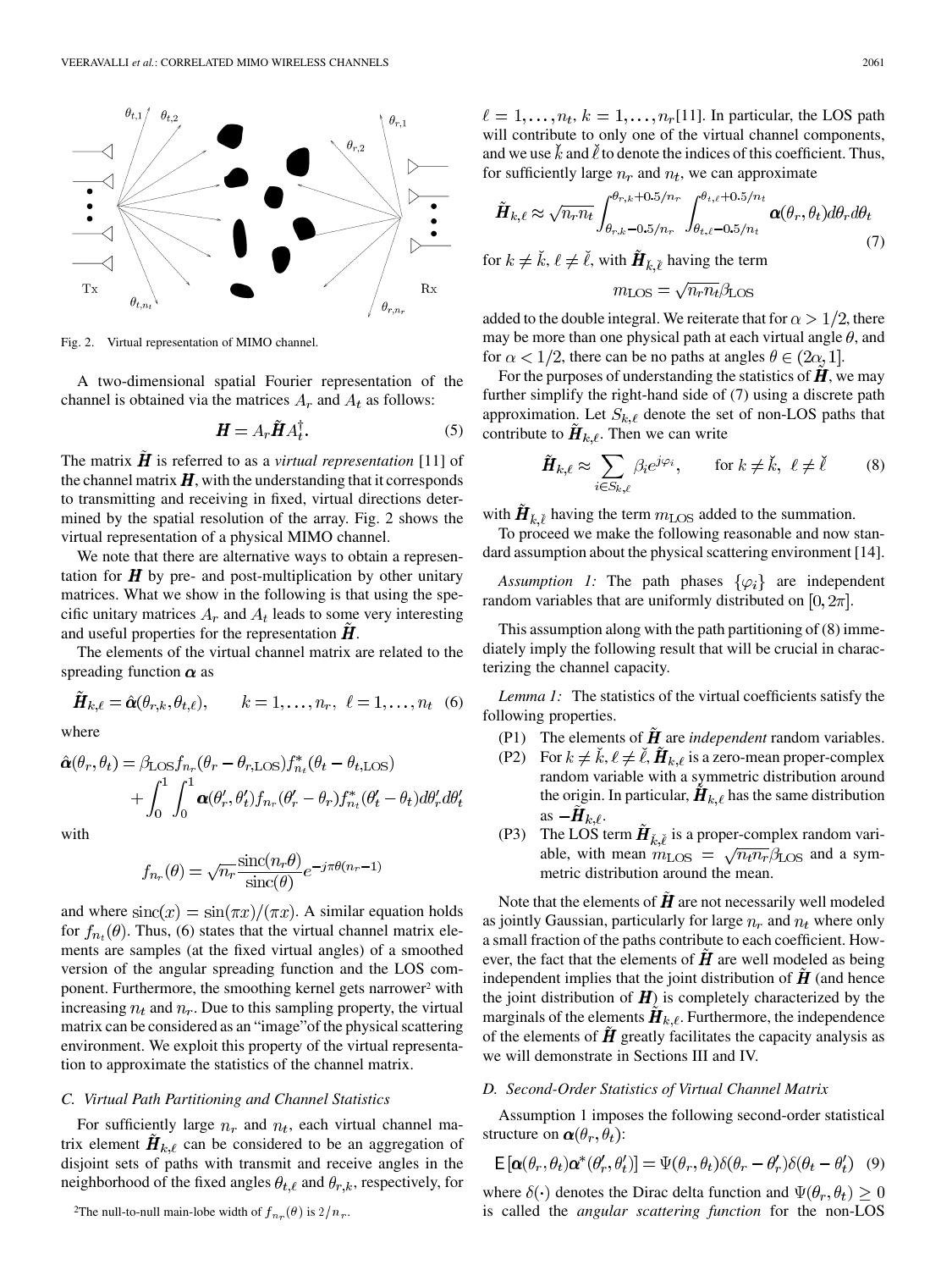Fig. 2. Virtual representation of MIMO channel.

A two-dimensional spatial Fourier representation of the channel is obtained via the matrices $A_r$ and $A_t$ as follows:

$$\boldsymbol{H} = A_r \tilde{\boldsymbol{H}} A_t^{\dagger}. \tag{5}$$

The matrix $\tilde{\boldsymbol{H}}$ is referred to as a *virtual representation* [11] of the channel matrix $\boldsymbol{H}$, with the understanding that it corresponds to transmitting and receiving in fixed, virtual directions determined by the spatial resolution of the array. Fig. 2 shows the virtual representation of a physical MIMO channel.

We note that there are alternative ways to obtain a representation for $\boldsymbol{H}$ by pre- and post-multiplication by other unitary matrices. What we show in the following is that using the specific unitary matrices $A_r$ and $A_t$ leads to some very interesting and useful properties for the representation $\tilde{\boldsymbol{H}}$.

The elements of the virtual channel matrix are related to the spreading function $\boldsymbol{\alpha}$ as

$$\tilde{\boldsymbol{H}}_{k,\ell} = \hat{\boldsymbol{\alpha}}(\theta_{r,k}, \theta_{t,\ell}), \qquad k = 1, \ldots, n_r, \;\; \ell = 1, \ldots, n_t \tag{6}$$

where

$$\hat{\boldsymbol{\alpha}}(\theta_r, \theta_t) = \beta_{\text{LOS}} f_{n_r}(\theta_r - \theta_{r,\text{LOS}}) f^*_{n_t}(\theta_t - \theta_{t,\text{LOS}}) + \int_0^1 \int_0^1 \boldsymbol{\alpha}(\theta'_r, \theta'_t) f_{n_r}(\theta'_r - \theta_r) f^*_{n_t}(\theta'_t - \theta_t) d\theta'_r d\theta'_t$$

with

$$f_{n_r}(\theta) = \sqrt{n_r} \frac{\text{sinc}(n_r \theta)}{\text{sinc}(\theta)} e^{-j\pi\theta(n_r - 1)}$$

and where $\text{sinc}(x) = \sin(\pi x)/(\pi x)$. A similar equation holds for $f_{n_t}(\theta)$. Thus, (6) states that the virtual channel matrix elements are samples (at the fixed virtual angles) of a smoothed version of the angular spreading function and the LOS component. Furthermore, the smoothing kernel gets narrower[2] with increasing $n_t$ and $n_r$. Due to this sampling property, the virtual matrix can be considered as an "image" of the physical scattering environment. We exploit this property of the virtual representation to approximate the statistics of the channel matrix.

### C. Virtual Path Partitioning and Channel Statistics

For sufficiently large $n_r$ and $n_t$, each virtual channel matrix element $\tilde{\boldsymbol{H}}_{k,\ell}$ can be considered to be an aggregation of disjoint sets of paths with transmit and receive angles in the neighborhood of the fixed angles $\theta_{t,\ell}$ and $\theta_{r,k}$, respectively, for $\ell = 1, \ldots, n_t$, $k = 1, \ldots, n_r$ [11]. In particular, the LOS path will contribute to only one of the virtual channel components, and we use $\check{k}$ and $\check{\ell}$ to denote the indices of this coefficient. Thus, for sufficiently large $n_r$ and $n_t$, we can approximate

$$\tilde{\boldsymbol{H}}_{k,\ell} \approx \sqrt{n_r n_t} \int_{\theta_{r,k} - 0.5/n_r}^{\theta_{r,k} + 0.5/n_r} \int_{\theta_{t,\ell} - 0.5/n_t}^{\theta_{t,\ell} + 0.5/n_t} \boldsymbol{\alpha}(\theta_r, \theta_t) d\theta_r d\theta_t \tag{7}$$

for $k \neq \check{k}$, $\ell \neq \check{\ell}$, with $\tilde{\boldsymbol{H}}_{\check{k},\check{\ell}}$ having the term

$$m_{\text{LOS}} = \sqrt{n_r n_t} \beta_{\text{LOS}}$$

added to the double integral. We reiterate that for $\alpha > 1/2$, there may be more than one physical path at each virtual angle $\theta$, and for $\alpha < 1/2$, there can be no paths at angles $\theta \in (2\alpha, 1]$.

For the purposes of understanding the statistics of $\tilde{\boldsymbol{H}}$, we may further simplify the right-hand side of (7) using a discrete path approximation. Let $S_{k,\ell}$ denote the set of non-LOS paths that contribute to $\tilde{\boldsymbol{H}}_{k,\ell}$. Then we can write

$$\tilde{\boldsymbol{H}}_{k,\ell} \approx \sum_{i \in S_{k,\ell}} \beta_i e^{j\varphi_i}, \qquad \text{for } k \neq \check{k}, \;\; \ell \neq \check{\ell} \tag{8}$$

with $\tilde{\boldsymbol{H}}_{\check{k},\check{\ell}}$ having the term $m_{\text{LOS}}$ added to the summation.

To proceed we make the following reasonable and now standard assumption about the physical scattering environment [14].

*Assumption 1:* The path phases $\{\varphi_i\}$ are independent random variables that are uniformly distributed on $[0, 2\pi]$.

This assumption along with the path partitioning of (8) immediately imply the following result that will be crucial in characterizing the channel capacity.

*Lemma 1:* The statistics of the virtual coefficients satisfy the following properties.

- (P1) The elements of $\tilde{\boldsymbol{H}}$ are *independent* random variables.
- (P2) For $k \neq \check{k}, \ell \neq \check{\ell}$, $\tilde{\boldsymbol{H}}_{k,\ell}$ is a zero-mean proper-complex random variable with a symmetric distribution around the origin. In particular, $\tilde{\boldsymbol{H}}_{k,\ell}$ has the same distribution as $-\tilde{\boldsymbol{H}}_{k,\ell}$.
- (P3) The LOS term $\tilde{\boldsymbol{H}}_{\check{k},\check{\ell}}$ is a proper-complex random variable, with mean $m_{\text{LOS}} = \sqrt{n_t n_r} \beta_{\text{LOS}}$ and a symmetric distribution around the mean.

Note that the elements of $\tilde{\boldsymbol{H}}$ are not necessarily well modeled as jointly Gaussian, particularly for large $n_r$ and $n_t$ where only a small fraction of the paths contribute to each coefficient. However, the fact that the elements of $\tilde{\boldsymbol{H}}$ are well modeled as being independent implies that the joint distribution of $\tilde{\boldsymbol{H}}$ (and hence the joint distribution of $\boldsymbol{H}$) is completely characterized by the marginals of the elements $\tilde{\boldsymbol{H}}_{k,\ell}$. Furthermore, the independence of the elements of $\tilde{\boldsymbol{H}}$ greatly facilitates the capacity analysis as we will demonstrate in Sections III and IV.

### D. Second-Order Statistics of Virtual Channel Matrix

Assumption 1 imposes the following second-order statistical structure on $\boldsymbol{\alpha}(\theta_r, \theta_t)$:

$$\mathsf{E}\left[\boldsymbol{\alpha}(\theta_r, \theta_t) \boldsymbol{\alpha}^*(\theta'_r, \theta'_t)\right] = \Psi(\theta_r, \theta_t) \delta(\theta_r - \theta'_r) \delta(\theta_t - \theta'_t) \tag{9}$$

where $\delta(\cdot)$ denotes the Dirac delta function and $\Psi(\theta_r, \theta_t) \geq 0$ is called the *angular scattering function* for the non-LOS

[2] The null-to-null main-lobe width of $f_{n_r}(\theta)$ is $2/n_r$.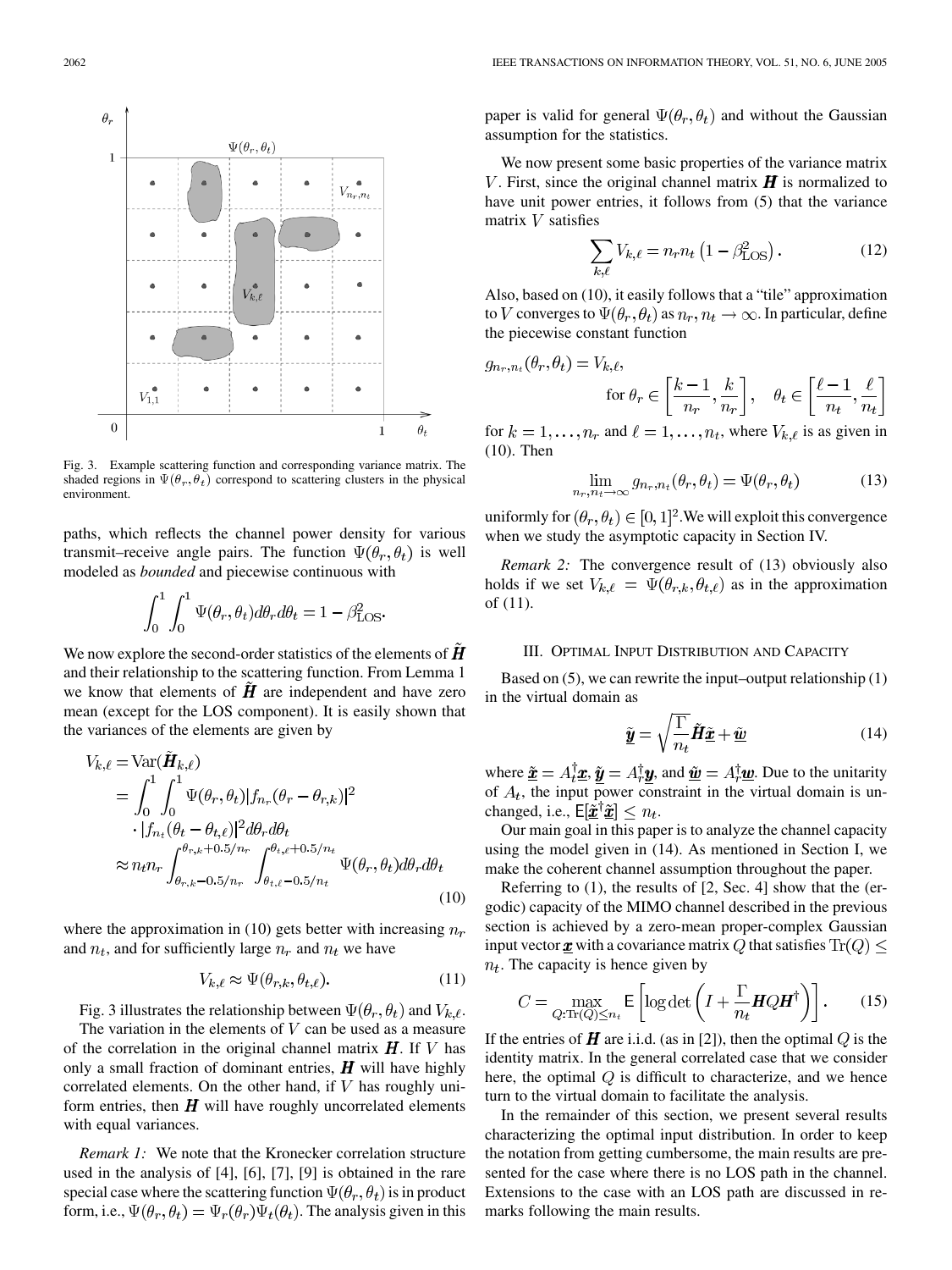Fig. 3. Example scattering function and corresponding variance matrix. The shaded regions in $\Psi(\theta_r, \theta_t)$ correspond to scattering clusters in the physical environment.

paths, which reflects the channel power density for various transmit–receive angle pairs. The function $\Psi(\theta_r, \theta_t)$ is well modeled as *bounded* and piecewise continuous with

$$\int_0^1 \int_0^1 \Psi(\theta_r, \theta_t) d\theta_r d\theta_t = 1 - \beta_{\text{LOS}}^2.$$

We now explore the second-order statistics of the elements of $\tilde{\boldsymbol{H}}$ and their relationship to the scattering function. From Lemma 1 we know that elements of $\tilde{\boldsymbol{H}}$ are independent and have zero mean (except for the LOS component). It is easily shown that the variances of the elements are given by

$$\begin{aligned} V_{k,\ell} &= \text{Var}(\tilde{\boldsymbol{H}}_{k,\ell}) \\ &= \int_0^1 \int_0^1 \Psi(\theta_r, \theta_t) |f_{n_r}(\theta_r - \theta_{r,k})|^2 \\ &\quad \cdot |f_{n_t}(\theta_t - \theta_{t,\ell})|^2 d\theta_r d\theta_t \\ &\approx n_t n_r \int_{\theta_{r,k}-0.5/n_r}^{\theta_{r,k}+0.5/n_r} \int_{\theta_{t,\ell}-0.5/n_t}^{\theta_{t,\ell}+0.5/n_t} \Psi(\theta_r, \theta_t) d\theta_r d\theta_t \end{aligned} \tag{10}$$

where the approximation in (10) gets better with increasing $n_r$ and $n_t$, and for sufficiently large $n_r$ and $n_t$ we have

$$V_{k,\ell} \approx \Psi(\theta_{r,k}, \theta_{t,\ell}). \tag{11}$$

Fig. 3 illustrates the relationship between $\Psi(\theta_r, \theta_t)$ and $V_{k,\ell}$.

The variation in the elements of $V$ can be used as a measure of the correlation in the original channel matrix $\boldsymbol{H}$. If $V$ has only a small fraction of dominant entries, $\boldsymbol{H}$ will have highly correlated elements. On the other hand, if $V$ has roughly uniform entries, then $\boldsymbol{H}$ will have roughly uncorrelated elements with equal variances.

*Remark 1:* We note that the Kronecker correlation structure used in the analysis of [4], [6], [7], [9] is obtained in the rare special case where the scattering function $\Psi(\theta_r, \theta_t)$ is in product form, i.e., $\Psi(\theta_r, \theta_t) = \Psi_r(\theta_r)\Psi_t(\theta_t)$. The analysis given in this paper is valid for general $\Psi(\theta_r, \theta_t)$ and without the Gaussian assumption for the statistics.

We now present some basic properties of the variance matrix $V$. First, since the original channel matrix $\boldsymbol{H}$ is normalized to have unit power entries, it follows from (5) that the variance matrix $V$ satisfies

$$\sum_{k,\ell} V_{k,\ell} = n_r n_t \left(1 - \beta_{\text{LOS}}^2\right). \tag{12}$$

Also, based on (10), it easily follows that a "tile" approximation to $V$ converges to $\Psi(\theta_r, \theta_t)$ as $n_r, n_t \to \infty$. In particular, define the piecewise constant function

$$g_{n_r,n_t}(\theta_r, \theta_t) = V_{k,\ell}, \quad \text{for } \theta_r \in \left[\frac{k-1}{n_r}, \frac{k}{n_r}\right], \quad \theta_t \in \left[\frac{\ell-1}{n_t}, \frac{\ell}{n_t}\right]$$

for $k = 1, \ldots, n_r$ and $\ell = 1, \ldots, n_t$, where $V_{k,\ell}$ is as given in (10). Then

$$\lim_{n_r, n_t \to \infty} g_{n_r,n_t}(\theta_r, \theta_t) = \Psi(\theta_r, \theta_t) \tag{13}$$

uniformly for $(\theta_r, \theta_t) \in [0, 1]^2$. We will exploit this convergence when we study the asymptotic capacity in Section IV.

*Remark 2:* The convergence result of (13) obviously also holds if we set $V_{k,\ell} = \Psi(\theta_{r,k}, \theta_{t,\ell})$ as in the approximation of (11).

## III. Optimal Input Distribution and Capacity

Based on (5), we can rewrite the input–output relationship (1) in the virtual domain as

$$\underline{\tilde{\boldsymbol{y}}} = \sqrt{\frac{\Gamma}{n_t}} \tilde{\boldsymbol{H}} \underline{\tilde{\boldsymbol{x}}} + \underline{\tilde{\boldsymbol{w}}} \tag{14}$$

where $\underline{\tilde{\boldsymbol{x}}} = A_t^\dagger \underline{\boldsymbol{x}}$, $\underline{\tilde{\boldsymbol{y}}} = A_r^\dagger \underline{\boldsymbol{y}}$, and $\underline{\tilde{\boldsymbol{w}}} = A_r^\dagger \underline{\boldsymbol{w}}$. Due to the unitarity of $A_t$, the input power constraint in the virtual domain is unchanged, i.e., $\mathsf{E}[\underline{\tilde{\boldsymbol{x}}}^\dagger \underline{\tilde{\boldsymbol{x}}}] \leq n_t$.

Our main goal in this paper is to analyze the channel capacity using the model given in (14). As mentioned in Section I, we make the coherent channel assumption throughout the paper.

Referring to (1), the results of [2, Sec. 4] show that the (ergodic) capacity of the MIMO channel described in the previous section is achieved by a zero-mean proper-complex Gaussian input vector $\underline{\boldsymbol{x}}$ with a covariance matrix $Q$ that satisfies $\text{Tr}(Q) \leq n_t$. The capacity is hence given by

$$C = \max_{Q: \text{Tr}(Q) \leq n_t} \mathsf{E}\left[\log\det\left(I + \frac{\Gamma}{n_t} \boldsymbol{H} Q \boldsymbol{H}^\dagger\right)\right]. \tag{15}$$

If the entries of $\boldsymbol{H}$ are i.i.d. (as in [2]), then the optimal $Q$ is the identity matrix. In the general correlated case that we consider here, the optimal $Q$ is difficult to characterize, and we hence turn to the virtual domain to facilitate the analysis.

In the remainder of this section, we present several results characterizing the optimal input distribution. In order to keep the notation from getting cumbersome, the main results are presented for the case where there is no LOS path in the channel. Extensions to the case with an LOS path are discussed in remarks following the main results.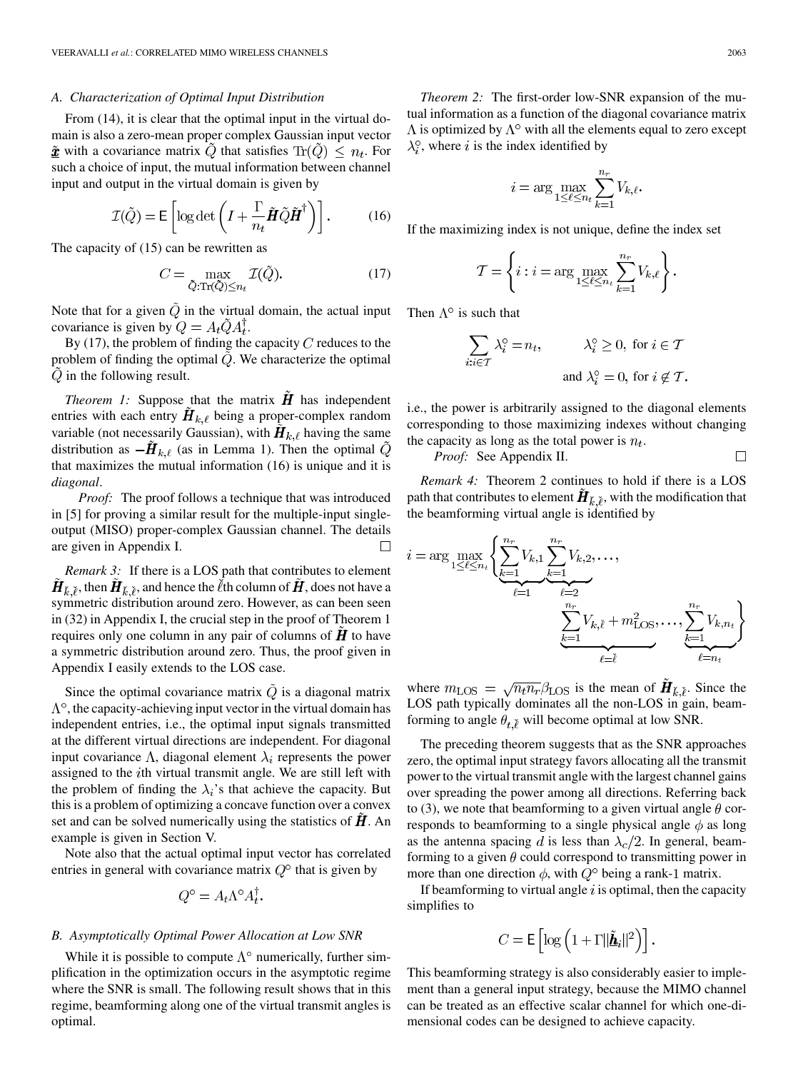### A. Characterization of Optimal Input Distribution

From (14), it is clear that the optimal input in the virtual domain is also a zero-mean proper complex Gaussian input vector $\tilde{\underline{\boldsymbol{x}}}$ with a covariance matrix $\tilde{Q}$ that satisfies $\mathrm{Tr}(\tilde{Q}) \leq n_t$. For such a choice of input, the mutual information between channel input and output in the virtual domain is given by

$$\mathcal{I}(\tilde{Q}) = \mathsf{E}\left[\log\det\left(I + \frac{\Gamma}{n_t}\tilde{\boldsymbol{H}}\tilde{Q}\tilde{\boldsymbol{H}}^{\dagger}\right)\right]. \tag{16}$$

The capacity of (15) can be rewritten as

$$C = \max_{\tilde{Q}:\mathrm{Tr}(\tilde{Q})\leq n_t} \mathcal{I}(\tilde{Q}). \tag{17}$$

Note that for a given $\tilde{Q}$ in the virtual domain, the actual input covariance is given by $Q = A_t\tilde{Q}A_t^{\dagger}$.

By (17), the problem of finding the capacity $C$ reduces to the problem of finding the optimal $\tilde{Q}$. We characterize the optimal $\tilde{Q}$ in the following result.

*Theorem 1:* Suppose that the matrix $\tilde{\boldsymbol{H}}$ has independent entries with each entry $\tilde{\boldsymbol{H}}_{k,\ell}$ being a proper-complex random variable (not necessarily Gaussian), with $\tilde{\boldsymbol{H}}_{k,\ell}$ having the same distribution as $-\tilde{\boldsymbol{H}}_{k,\ell}$ (as in Lemma 1). Then the optimal $\tilde{Q}$ that maximizes the mutual information (16) is unique and it is *diagonal*.

*Proof:* The proof follows a technique that was introduced in [5] for proving a similar result for the multiple-input single-output (MISO) proper-complex Gaussian channel. The details are given in Appendix I. □

*Remark 3:* If there is a LOS path that contributes to element $\tilde{\boldsymbol{H}}_{\check{k},\check{\ell}}$, then $\tilde{\boldsymbol{H}}_{\check{k},\check{\ell}}$, and hence the $\check{\ell}$th column of $\tilde{\boldsymbol{H}}$, does not have a symmetric distribution around zero. However, as can been seen in (32) in Appendix I, the crucial step in the proof of Theorem 1 requires only one column in any pair of columns of $\tilde{\boldsymbol{H}}$ to have a symmetric distribution around zero. Thus, the proof given in Appendix I easily extends to the LOS case.

Since the optimal covariance matrix $\tilde{Q}$ is a diagonal matrix $\Lambda^{\circ}$, the capacity-achieving input vector in the virtual domain has independent entries, i.e., the optimal input signals transmitted at the different virtual directions are independent. For diagonal input covariance $\Lambda$, diagonal element $\lambda_i$ represents the power assigned to the $i$th virtual transmit angle. We are still left with the problem of finding the $\lambda_i$'s that achieve the capacity. But this is a problem of optimizing a concave function over a convex set and can be solved numerically using the statistics of $\tilde{\boldsymbol{H}}$. An example is given in Section V.

Note also that the actual optimal input vector has correlated entries in general with covariance matrix $Q^{\circ}$ that is given by

$$Q^{\circ} = A_t\Lambda^{\circ}A_t^{\dagger}.$$

### B. Asymptotically Optimal Power Allocation at Low SNR

While it is possible to compute $\Lambda^{\circ}$ numerically, further simplification in the optimization occurs in the asymptotic regime where the SNR is small. The following result shows that in this regime, beamforming along one of the virtual transmit angles is optimal.

*Theorem 2:* The first-order low-SNR expansion of the mutual information as a function of the diagonal covariance matrix $\Lambda$ is optimized by $\Lambda^{\circ}$ with all the elements equal to zero except $\lambda_i^{\circ}$, where $i$ is the index identified by

$$i = \arg\max_{1\leq\ell\leq n_t}\sum_{k=1}^{n_r}V_{k,\ell}.$$

If the maximizing index is not unique, define the index set

$$\mathcal{T} = \left\{i : i = \arg\max_{1\leq\ell\leq n_t}\sum_{k=1}^{n_r}V_{k,\ell}\right\}.$$

Then $\Lambda^{\circ}$ is such that

$$\sum_{i:i\in\mathcal{T}}\lambda_i^{\circ} = n_t, \qquad \lambda_i^{\circ} \geq 0, \text{ for } i\in\mathcal{T}$$
$$\text{and } \lambda_i^{\circ} = 0, \text{ for } i\notin\mathcal{T}.$$

i.e., the power is arbitrarily assigned to the diagonal elements corresponding to those maximizing indexes without changing the capacity as long as the total power is $n_t$.

*Proof:* See Appendix II. □

*Remark 4:* Theorem 2 continues to hold if there is a LOS path that contributes to element $\tilde{\boldsymbol{H}}_{\check{k},\check{\ell}}$, with the modification that the beamforming virtual angle is identified by

$$i = \arg\max_{1\leq\ell\leq n_t}\Bigg\{\underbrace{\sum_{k=1}^{n_r}V_{k,1}}_{\ell=1}\underbrace{\sum_{k=1}^{n_r}V_{k,2}}_{\ell=2},\ldots,\underbrace{\sum_{k=1}^{n_r}V_{k,\check{\ell}} + m_{\mathrm{LOS}}^2}_{\ell=\check{\ell}},\ldots,\underbrace{\sum_{k=1}^{n_r}V_{k,n_t}}_{\ell=n_t}\Bigg\}$$

where $m_{\mathrm{LOS}} = \sqrt{n_t n_r}\beta_{\mathrm{LOS}}$ is the mean of $\tilde{\boldsymbol{H}}_{\check{k},\check{\ell}}$. Since the LOS path typically dominates all the non-LOS in gain, beamforming to angle $\theta_{t,\check{\ell}}$ will become optimal at low SNR.

The preceding theorem suggests that as the SNR approaches zero, the optimal input strategy favors allocating all the transmit power to the virtual transmit angle with the largest channel gains over spreading the power among all directions. Referring back to (3), we note that beamforming to a given virtual angle $\theta$ corresponds to beamforming to a single physical angle $\phi$ as long as the antenna spacing $d$ is less than $\lambda_c/2$. In general, beamforming to a given $\theta$ could correspond to transmitting power in more than one direction $\phi$, with $Q^{\circ}$ being a rank-1 matrix.

If beamforming to virtual angle $i$ is optimal, then the capacity simplifies to

$$C = \mathsf{E}\left[\log\left(1 + \Gamma\|\underline{\tilde{\boldsymbol{h}}}_i\|^2\right)\right].$$

This beamforming strategy is also considerably easier to implement than a general input strategy, because the MIMO channel can be treated as an effective scalar channel for which one-dimensional codes can be designed to achieve capacity.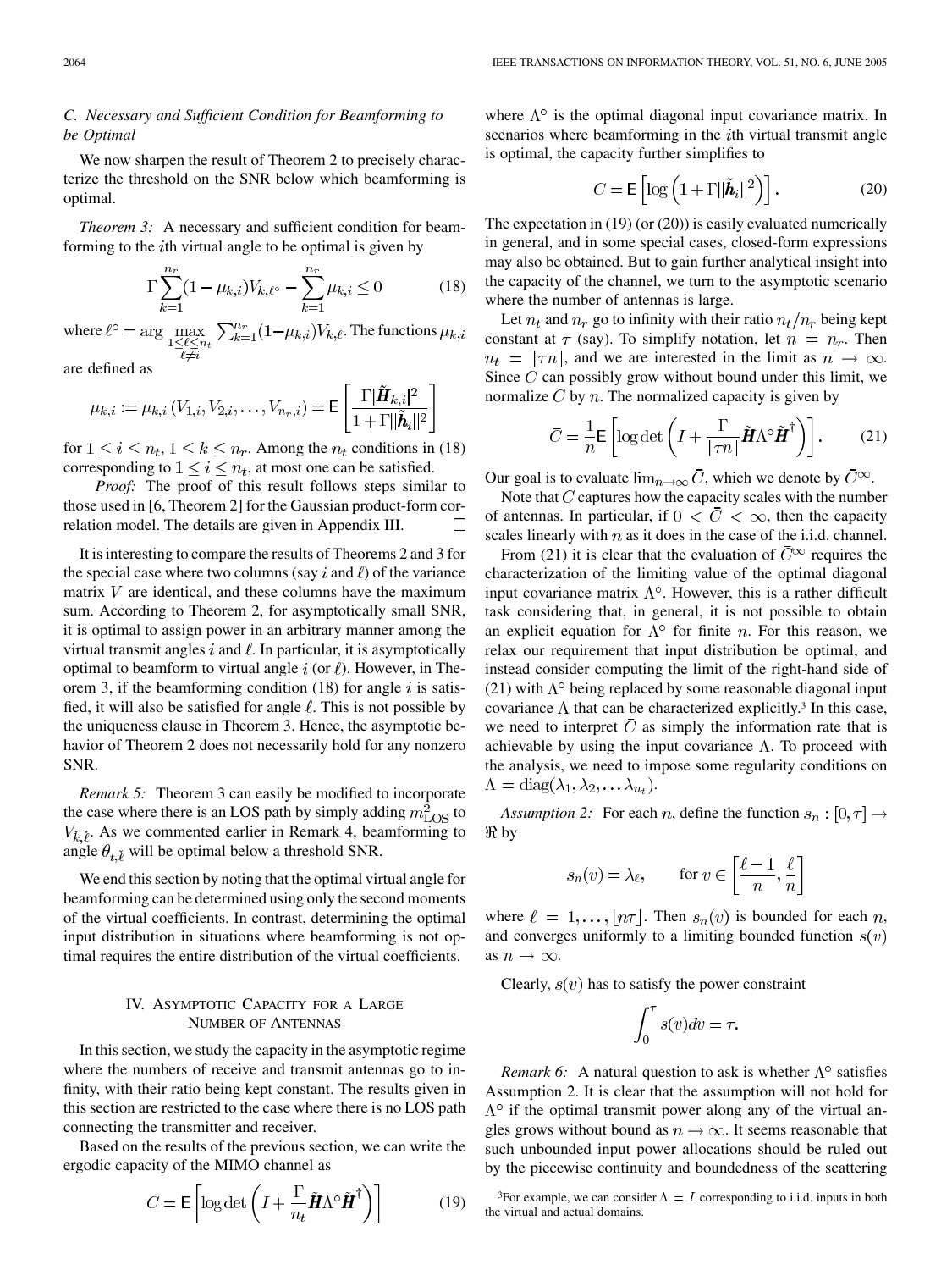### C. Necessary and Sufficient Condition for Beamforming to be Optimal

We now sharpen the result of Theorem 2 to precisely characterize the threshold on the SNR below which beamforming is optimal.

*Theorem 3:* A necessary and sufficient condition for beamforming to the $i$th virtual angle to be optimal is given by

$$\Gamma \sum_{k=1}^{n_r} (1-\mu_{k,i}) V_{k,\ell^\circ} - \sum_{k=1}^{n_r} \mu_{k,i} \leq 0 \tag{18}$$

where $\ell^\circ = \arg \max_{\substack{1 \leq \ell \leq n_t \\ \ell \neq i}} \sum_{k=1}^{n_r} (1-\mu_{k,i}) V_{k,\ell}$. The functions $\mu_{k,i}$ are defined as

$$\mu_{k,i} := \mu_{k,i}(V_{1,i}, V_{2,i}, \ldots, V_{n_r,i}) = \mathsf{E}\left[\frac{\Gamma |\tilde{\boldsymbol{H}}_{k,i}|^2}{1+\Gamma \|\tilde{\underline{\boldsymbol{h}}}_i\|^2}\right]$$

for $1 \leq i \leq n_t$, $1 \leq k \leq n_r$. Among the $n_t$ conditions in (18) corresponding to $1 \leq i \leq n_t$, at most one can be satisfied.

*Proof:* The proof of this result follows steps similar to those used in [6, Theorem 2] for the Gaussian product-form correlation model. The details are given in Appendix III. □

It is interesting to compare the results of Theorems 2 and 3 for the special case where two columns (say $i$ and $\ell$) of the variance matrix $V$ are identical, and these columns have the maximum sum. According to Theorem 2, for asymptotically small SNR, it is optimal to assign power in an arbitrary manner among the virtual transmit angles $i$ and $\ell$. In particular, it is asymptotically optimal to beamform to virtual angle $i$ (or $\ell$). However, in Theorem 3, if the beamforming condition (18) for angle $i$ is satisfied, it will also be satisfied for angle $\ell$. This is not possible by the uniqueness clause in Theorem 3. Hence, the asymptotic behavior of Theorem 2 does not necessarily hold for any nonzero SNR.

*Remark 5:* Theorem 3 can easily be modified to incorporate the case where there is an LOS path by simply adding $m_{\text{LOS}}^2$ to $V_{\check{k},\check{\ell}}$. As we commented earlier in Remark 4, beamforming to angle $\theta_{t,\check{\ell}}$ will be optimal below a threshold SNR.

We end this section by noting that the optimal virtual angle for beamforming can be determined using only the second moments of the virtual coefficients. In contrast, determining the optimal input distribution in situations where beamforming is not optimal requires the entire distribution of the virtual coefficients.

## IV. Asymptotic Capacity for a Large Number of Antennas

In this section, we study the capacity in the asymptotic regime where the numbers of receive and transmit antennas go to infinity, with their ratio being kept constant. The results given in this section are restricted to the case where there is no LOS path connecting the transmitter and receiver.

Based on the results of the previous section, we can write the ergodic capacity of the MIMO channel as

$$C = \mathsf{E}\left[\log\det\left(I + \frac{\Gamma}{n_t}\tilde{\boldsymbol{H}}\Lambda^\circ\tilde{\boldsymbol{H}}^\dagger\right)\right] \tag{19}$$

where $\Lambda^\circ$ is the optimal diagonal input covariance matrix. In scenarios where beamforming in the $i$th virtual transmit angle is optimal, the capacity further simplifies to

$$C = \mathsf{E}\left[\log\left(1 + \Gamma\|\tilde{\underline{\boldsymbol{h}}}_i\|^2\right)\right]. \tag{20}$$

The expectation in (19) (or (20)) is easily evaluated numerically in general, and in some special cases, closed-form expressions may also be obtained. But to gain further analytical insight into the capacity of the channel, we turn to the asymptotic scenario where the number of antennas is large.

Let $n_t$ and $n_r$ go to infinity with their ratio $n_t/n_r$ being kept constant at $\tau$ (say). To simplify notation, let $n = n_r$. Then $n_t = \lfloor \tau n \rfloor$, and we are interested in the limit as $n \to \infty$. Since $C$ can possibly grow without bound under this limit, we normalize $C$ by $n$. The normalized capacity is given by

$$\bar{C} = \frac{1}{n}\mathsf{E}\left[\log\det\left(I + \frac{\Gamma}{\lfloor \tau n \rfloor}\tilde{\boldsymbol{H}}\Lambda^\circ\tilde{\boldsymbol{H}}^\dagger\right)\right]. \tag{21}$$

Our goal is to evaluate $\lim_{n\to\infty}\bar{C}$, which we denote by $\bar{C}^\infty$.

Note that $\bar{C}$ captures how the capacity scales with the number of antennas. In particular, if $0 < \bar{C} < \infty$, then the capacity scales linearly with $n$ as it does in the case of the i.i.d. channel.

From (21) it is clear that the evaluation of $\bar{C}^\infty$ requires the characterization of the limiting value of the optimal diagonal input covariance matrix $\Lambda^\circ$. However, this is a rather difficult task considering that, in general, it is not possible to obtain an explicit equation for $\Lambda^\circ$ for finite $n$. For this reason, we relax our requirement that input distribution be optimal, and instead consider computing the limit of the right-hand side of (21) with $\Lambda^\circ$ being replaced by some reasonable diagonal input covariance $\Lambda$ that can be characterized explicitly.[3] In this case, we need to interpret $\bar{C}$ as simply the information rate that is achievable by using the input covariance $\Lambda$. To proceed with the analysis, we need to impose some regularity conditions on $\Lambda = \operatorname{diag}(\lambda_1, \lambda_2, \ldots \lambda_{n_t})$.

*Assumption 2:* For each $n$, define the function $s_n : [0, \tau] \to \Re$ by

$$s_n(v) = \lambda_\ell, \qquad \text{for } v \in \left[\frac{\ell-1}{n}, \frac{\ell}{n}\right]$$

where $\ell = 1, \ldots, \lfloor n\tau \rfloor$. Then $s_n(v)$ is bounded for each $n$, and converges uniformly to a limiting bounded function $s(v)$ as $n \to \infty$.

Clearly, $s(v)$ has to satisfy the power constraint

$$\int_0^\tau s(v)dv = \tau.$$

*Remark 6:* A natural question to ask is whether $\Lambda^\circ$ satisfies Assumption 2. It is clear that the assumption will not hold for $\Lambda^\circ$ if the optimal transmit power along any of the virtual angles grows without bound as $n \to \infty$. It seems reasonable that such unbounded input power allocations should be ruled out by the piecewise continuity and boundedness of the scattering

[3] For example, we can consider $\Lambda = I$ corresponding to i.i.d. inputs in both the virtual and actual domains.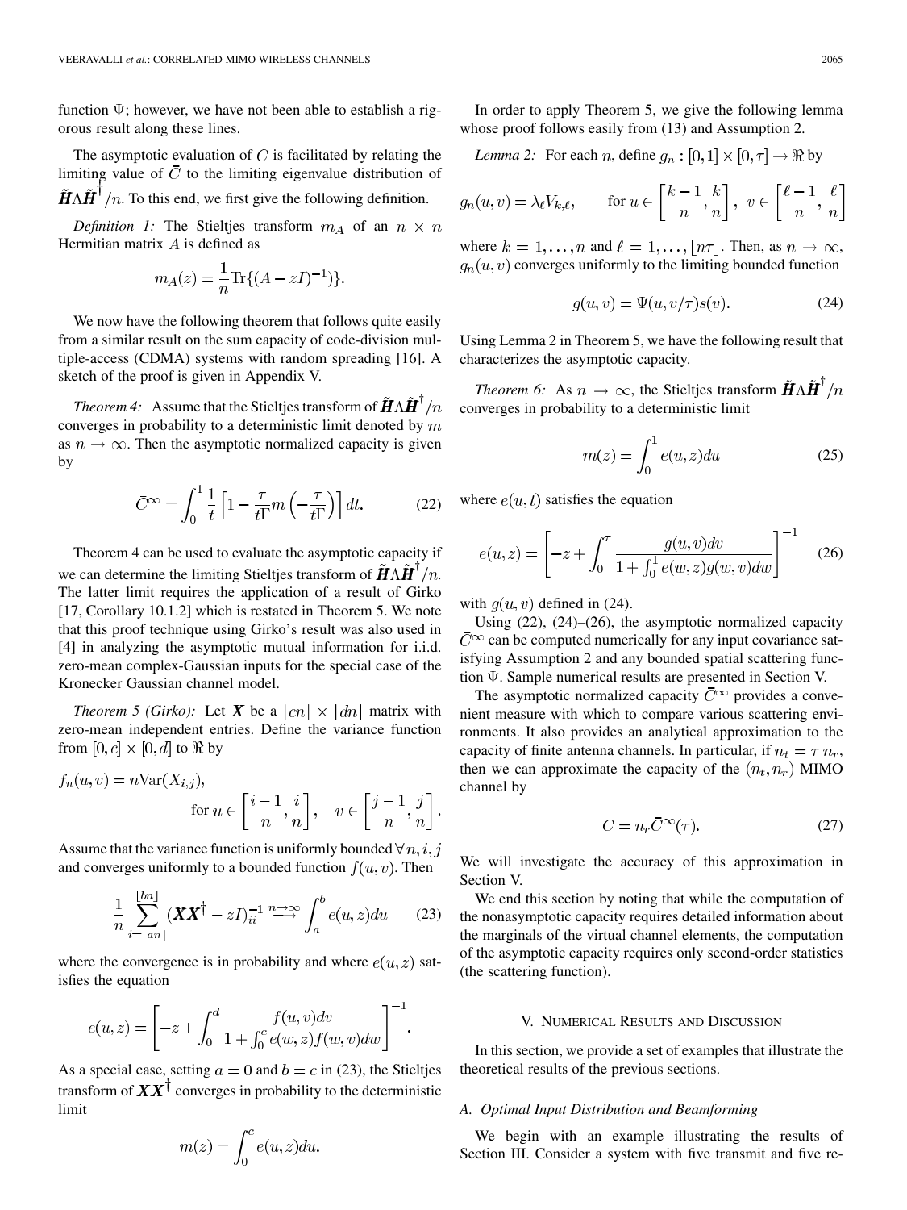function $\Psi$; however, we have not been able to establish a rigorous result along these lines.

The asymptotic evaluation of $\bar{C}$ is facilitated by relating the limiting value of $\bar{C}$ to the limiting eigenvalue distribution of $\tilde{\boldsymbol{H}}\Lambda\tilde{\boldsymbol{H}}^{\dagger}/n$. To this end, we first give the following definition.

*Definition 1:* The Stieltjes transform $m_A$ of an $n \times n$ Hermitian matrix $A$ is defined as

$$m_A(z) = \frac{1}{n}\text{Tr}\{(A - zI)^{-1})\}.$$

We now have the following theorem that follows quite easily from a similar result on the sum capacity of code-division multiple-access (CDMA) systems with random spreading [16]. A sketch of the proof is given in Appendix V.

*Theorem 4:* Assume that the Stieltjes transform of $\tilde{\boldsymbol{H}}\Lambda\tilde{\boldsymbol{H}}^{\dagger}/n$ converges in probability to a deterministic limit denoted by $m$ as $n \to \infty$. Then the asymptotic normalized capacity is given by

$$\bar{C}^{\infty} = \int_0^1 \frac{1}{t}\left[1 - \frac{\tau}{t\Gamma}m\left(-\frac{\tau}{t\Gamma}\right)\right]dt. \tag{22}$$

Theorem 4 can be used to evaluate the asymptotic capacity if we can determine the limiting Stieltjes transform of $\tilde{\boldsymbol{H}}\Lambda\tilde{\boldsymbol{H}}^{\dagger}/n$. The latter limit requires the application of a result of Girko [17, Corollary 10.1.2] which is restated in Theorem 5. We note that this proof technique using Girko's result was also used in [4] in analyzing the asymptotic mutual information for i.i.d. zero-mean complex-Gaussian inputs for the special case of the Kronecker Gaussian channel model.

*Theorem 5 (Girko):* Let $\boldsymbol{X}$ be a $\lfloor cn \rfloor \times \lfloor dn \rfloor$ matrix with zero-mean independent entries. Define the variance function from $[0, c] \times [0, d]$ to $\Re$ by

$$f_n(u, v) = n\text{Var}(X_{i,j}), \quad \text{for } u \in \left[\frac{i-1}{n}, \frac{i}{n}\right], \quad v \in \left[\frac{j-1}{n}, \frac{j}{n}\right].$$

Assume that the variance function is uniformly bounded $\forall n, i, j$ and converges uniformly to a bounded function $f(u, v)$. Then

$$\frac{1}{n}\sum_{i=\lfloor an \rfloor}^{\lfloor bn \rfloor}(\boldsymbol{X}\boldsymbol{X}^{\dagger} - zI)_{ii}^{-1} \xrightarrow{n\to\infty} \int_a^b e(u, z)du \tag{23}$$

where the convergence is in probability and where $e(u, z)$ satisfies the equation

$$e(u, z) = \left[-z + \int_0^d \frac{f(u, v)dv}{1 + \int_0^c e(w, z)f(w, v)dw}\right]^{-1}.$$

As a special case, setting $a = 0$ and $b = c$ in (23), the Stieltjes transform of $\boldsymbol{X}\boldsymbol{X}^{\dagger}$ converges in probability to the deterministic limit

$$m(z) = \int_0^c e(u, z)du.$$

In order to apply Theorem 5, we give the following lemma whose proof follows easily from (13) and Assumption 2.

*Lemma 2:* For each $n$, define $g_n : [0, 1] \times [0, \tau] \to \Re$ by

$$g_n(u, v) = \lambda_\ell V_{k,\ell}, \qquad \text{for } u \in \left[\frac{k-1}{n}, \frac{k}{n}\right], \ v \in \left[\frac{\ell-1}{n}, \frac{\ell}{n}\right]$$

where $k = 1, \ldots, n$ and $\ell = 1, \ldots, \lfloor n\tau \rfloor$. Then, as $n \to \infty$, $g_n(u, v)$ converges uniformly to the limiting bounded function

$$g(u, v) = \Psi(u, v/\tau)s(v). \tag{24}$$

Using Lemma 2 in Theorem 5, we have the following result that characterizes the asymptotic capacity.

*Theorem 6:* As $n \to \infty$, the Stieltjes transform $\tilde{\boldsymbol{H}}\Lambda\tilde{\boldsymbol{H}}^{\dagger}/n$ converges in probability to a deterministic limit

$$m(z) = \int_0^1 e(u, z)du \tag{25}$$

where $e(u, t)$ satisfies the equation

$$e(u, z) = \left[-z + \int_0^\tau \frac{g(u, v)dv}{1 + \int_0^1 e(w, z)g(w, v)dw}\right]^{-1} \tag{26}$$

with $g(u, v)$ defined in (24).

Using (22), (24)–(26), the asymptotic normalized capacity $\bar{C}^{\infty}$ can be computed numerically for any input covariance satisfying Assumption 2 and any bounded spatial scattering function $\Psi$. Sample numerical results are presented in Section V.

The asymptotic normalized capacity $\bar{C}^{\infty}$ provides a convenient measure with which to compare various scattering environments. It also provides an analytical approximation to the capacity of finite antenna channels. In particular, if $n_t = \tau\, n_r$, then we can approximate the capacity of the $(n_t, n_r)$ MIMO channel by

$$C = n_r\bar{C}^{\infty}(\tau). \tag{27}$$

We will investigate the accuracy of this approximation in Section V.

We end this section by noting that while the computation of the nonasymptotic capacity requires detailed information about the marginals of the virtual channel elements, the computation of the asymptotic capacity requires only second-order statistics (the scattering function).

## V. Numerical Results and Discussion

In this section, we provide a set of examples that illustrate the theoretical results of the previous sections.

### A. Optimal Input Distribution and Beamforming

We begin with an example illustrating the results of Section III. Consider a system with five transmit and five re-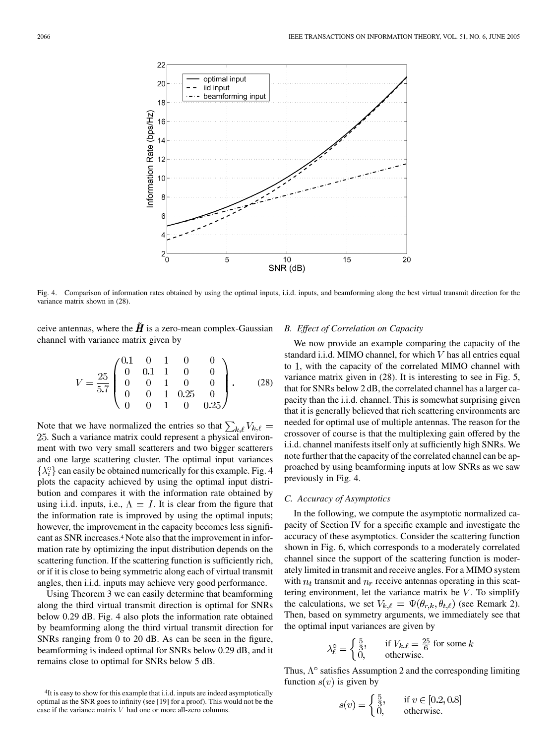Fig. 4. Comparison of information rates obtained by using the optimal inputs, i.i.d. inputs, and beamforming along the best virtual transmit direction for the variance matrix shown in (28).

ceive antennas, where the $\tilde{\boldsymbol{H}}$ is a zero-mean complex-Gaussian channel with variance matrix given by

$$V = \frac{25}{5.7}\begin{pmatrix} 0.1 & 0 & 1 & 0 & 0 \\ 0 & 0.1 & 1 & 0 & 0 \\ 0 & 0 & 1 & 0 & 0 \\ 0 & 0 & 1 & 0.25 & 0 \\ 0 & 0 & 1 & 0 & 0.25 \end{pmatrix}. \tag{28}$$

Note that we have normalized the entries so that $\sum_{k,\ell} V_{k,\ell} = 25$. Such a variance matrix could represent a physical environment with two very small scatterers and two bigger scatterers and one large scattering cluster. The optimal input variances $\{\lambda_i^\circ\}$ can easily be obtained numerically for this example. Fig. 4 plots the capacity achieved by using the optimal input distribution and compares it with the information rate obtained by using i.i.d. inputs, i.e., $\Lambda = I$. It is clear from the figure that the information rate is improved by using the optimal inputs; however, the improvement in the capacity becomes less significant as SNR increases.[4] Note also that the improvement in information rate by optimizing the input distribution depends on the scattering function. If the scattering function is sufficiently rich, or if it is close to being symmetric along each of virtual transmit angles, then i.i.d. inputs may achieve very good performance.

Using Theorem 3 we can easily determine that beamforming along the third virtual transmit direction is optimal for SNRs below 0.29 dB. Fig. 4 also plots the information rate obtained by beamforming along the third virtual transmit direction for SNRs ranging from 0 to 20 dB. As can be seen in the figure, beamforming is indeed optimal for SNRs below 0.29 dB, and it remains close to optimal for SNRs below 5 dB.

[4]It is easy to show for this example that i.i.d. inputs are indeed asymptotically optimal as the SNR goes to infinity (see [19] for a proof). This would not be the case if the variance matrix $V$ had one or more all-zero columns.

### *B. Effect of Correlation on Capacity*

We now provide an example comparing the capacity of the standard i.i.d. MIMO channel, for which $V$ has all entries equal to 1, with the capacity of the correlated MIMO channel with variance matrix given in (28). It is interesting to see in Fig. 5, that for SNRs below 2 dB, the correlated channel has a larger capacity than the i.i.d. channel. This is somewhat surprising given that it is generally believed that rich scattering environments are needed for optimal use of multiple antennas. The reason for the crossover of course is that the multiplexing gain offered by the i.i.d. channel manifests itself only at sufficiently high SNRs. We note further that the capacity of the correlated channel can be approached by using beamforming inputs at low SNRs as we saw previously in Fig. 4.

### *C. Accuracy of Asymptotics*

In the following, we compute the asymptotic normalized capacity of Section IV for a specific example and investigate the accuracy of these asymptotics. Consider the scattering function shown in Fig. 6, which corresponds to a moderately correlated channel since the support of the scattering function is moderately limited in transmit and receive angles. For a MIMO system with $n_t$ transmit and $n_r$ receive antennas operating in this scattering environment, let the variance matrix be $V$. To simplify the calculations, we set $V_{k,\ell} = \Psi(\theta_{r,k}, \theta_{t,\ell})$ (see Remark 2). Then, based on symmetry arguments, we immediately see that the optimal input variances are given by

$$\lambda_\ell^\circ = \begin{cases} \frac{5}{3}, & \text{if } V_{k,\ell} = \frac{25}{6} \text{ for some } k \\ 0, & \text{otherwise.} \end{cases}$$

Thus, $\Lambda^\circ$ satisfies Assumption 2 and the corresponding limiting function $s(v)$ is given by

$$s(v) = \begin{cases} \frac{5}{3}, & \text{if } v \in [0.2, 0.8] \\ 0, & \text{otherwise.} \end{cases}$$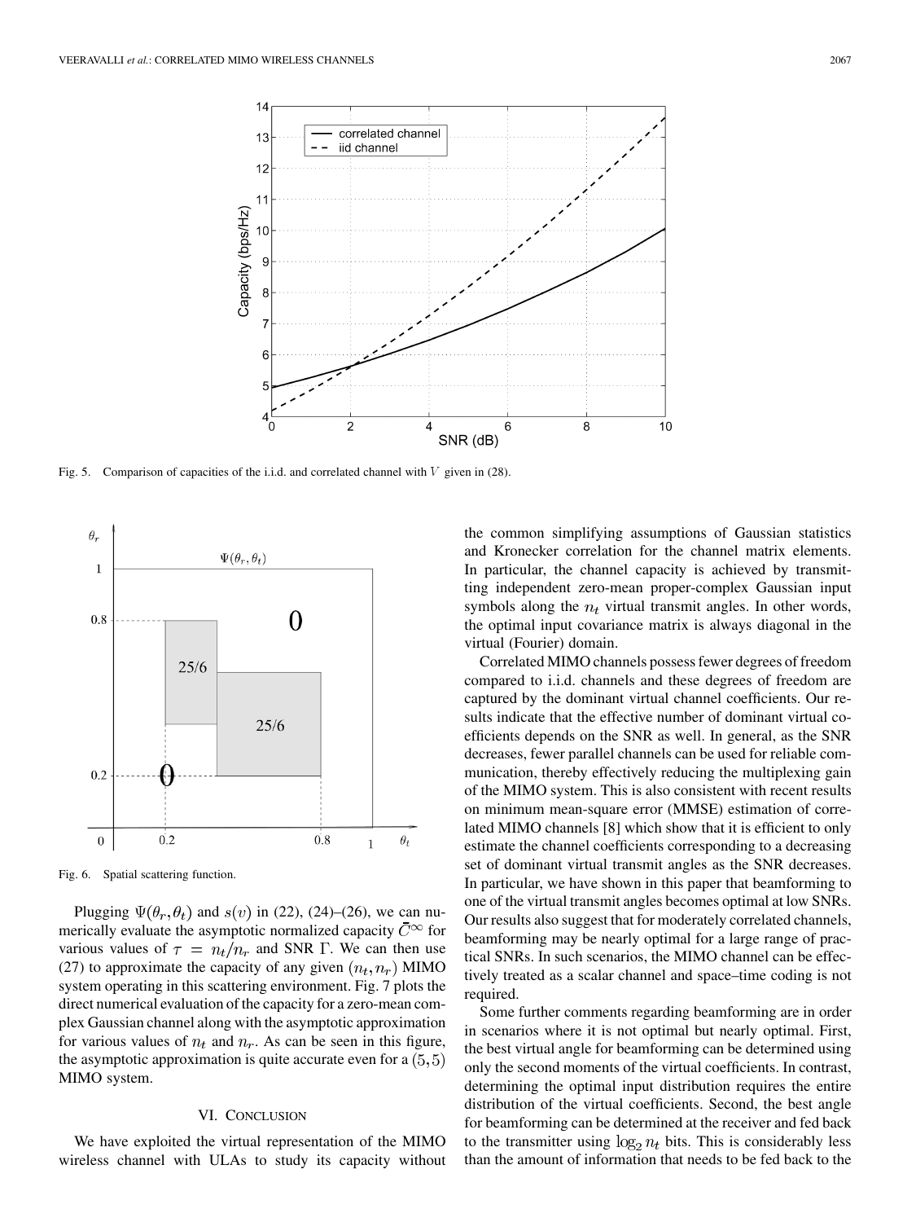Fig. 5. Comparison of capacities of the i.i.d. and correlated channel with $V$ given in (28).

Fig. 6. Spatial scattering function.

Plugging $\Psi(\theta_r, \theta_t)$ and $s(v)$ in (22), (24)–(26), we can numerically evaluate the asymptotic normalized capacity $\bar{C}^{\infty}$ for various values of $\tau = n_t/n_r$ and SNR $\Gamma$. We can then use (27) to approximate the capacity of any given $(n_t, n_r)$ MIMO system operating in this scattering environment. Fig. 7 plots the direct numerical evaluation of the capacity for a zero-mean complex Gaussian channel along with the asymptotic approximation for various values of $n_t$ and $n_r$. As can be seen in this figure, the asymptotic approximation is quite accurate even for a $(5, 5)$ MIMO system.

## VI. Conclusion

We have exploited the virtual representation of the MIMO wireless channel with ULAs to study its capacity without the common simplifying assumptions of Gaussian statistics and Kronecker correlation for the channel matrix elements. In particular, the channel capacity is achieved by transmitting independent zero-mean proper-complex Gaussian input symbols along the $n_t$ virtual transmit angles. In other words, the optimal input covariance matrix is always diagonal in the virtual (Fourier) domain.

Correlated MIMO channels possess fewer degrees of freedom compared to i.i.d. channels and these degrees of freedom are captured by the dominant virtual channel coefficients. Our results indicate that the effective number of dominant virtual coefficients depends on the SNR as well. In general, as the SNR decreases, fewer parallel channels can be used for reliable communication, thereby effectively reducing the multiplexing gain of the MIMO system. This is also consistent with recent results on minimum mean-square error (MMSE) estimation of correlated MIMO channels [8] which show that it is efficient to only estimate the channel coefficients corresponding to a decreasing set of dominant virtual transmit angles as the SNR decreases. In particular, we have shown in this paper that beamforming to one of the virtual transmit angles becomes optimal at low SNRs. Our results also suggest that for moderately correlated channels, beamforming may be nearly optimal for a large range of practical SNRs. In such scenarios, the MIMO channel can be effectively treated as a scalar channel and space–time coding is not required.

Some further comments regarding beamforming are in order in scenarios where it is not optimal but nearly optimal. First, the best virtual angle for beamforming can be determined using only the second moments of the virtual coefficients. In contrast, determining the optimal input distribution requires the entire distribution of the virtual coefficients. Second, the best angle for beamforming can be determined at the receiver and fed back to the transmitter using $\log_2 n_t$ bits. This is considerably less than the amount of information that needs to be fed back to the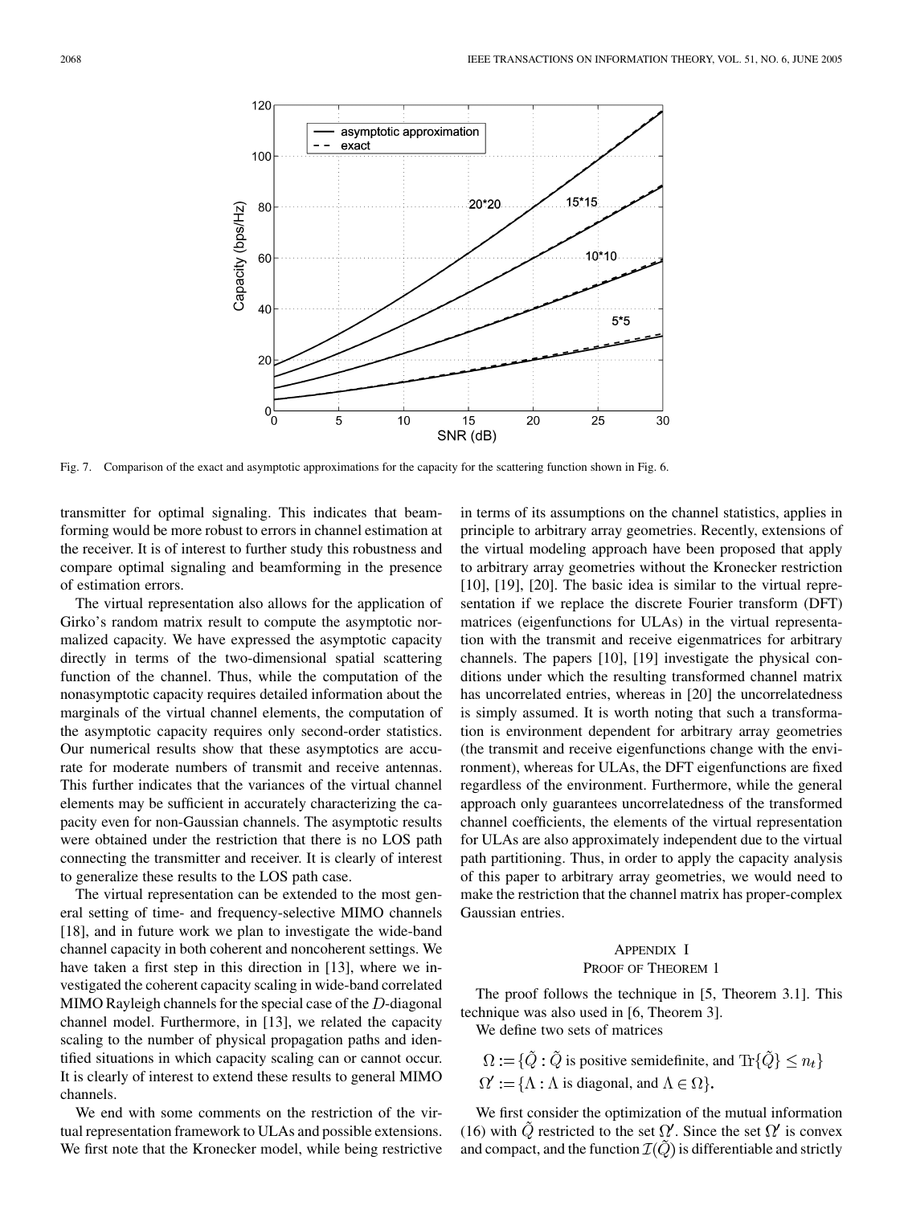120
100
80
60
40
20
0

Capacity (bps/Hz)

0 5 10 15 20 25 30

SNR (dB)

asymptotic approximation

exact

20*20

15*15

10*10

5*5

Fig. 7. Comparison of the exact and asymptotic approximations for the capacity for the scattering function shown in Fig. 6.

transmitter for optimal signaling. This indicates that beamforming would be more robust to errors in channel estimation at the receiver. It is of interest to further study this robustness and compare optimal signaling and beamforming in the presence of estimation errors.

The virtual representation also allows for the application of Girko's random matrix result to compute the asymptotic normalized capacity. We have expressed the asymptotic capacity directly in terms of the two-dimensional spatial scattering function of the channel. Thus, while the computation of the nonasymptotic capacity requires detailed information about the marginals of the virtual channel elements, the computation of the asymptotic capacity requires only second-order statistics. Our numerical results show that these asymptotics are accurate for moderate numbers of transmit and receive antennas. This further indicates that the variances of the virtual channel elements may be sufficient in accurately characterizing the capacity even for non-Gaussian channels. The asymptotic results were obtained under the restriction that there is no LOS path connecting the transmitter and receiver. It is clearly of interest to generalize these results to the LOS path case.

The virtual representation can be extended to the most general setting of time- and frequency-selective MIMO channels [18], and in future work we plan to investigate the wide-band channel capacity in both coherent and noncoherent settings. We have taken a first step in this direction in [13], where we investigated the coherent capacity scaling in wide-band correlated MIMO Rayleigh channels for the special case of the $D$-diagonal channel model. Furthermore, in [13], we related the capacity scaling to the number of physical propagation paths and identified situations in which capacity scaling can or cannot occur. It is clearly of interest to extend these results to general MIMO channels.

We end with some comments on the restriction of the virtual representation framework to ULAs and possible extensions. We first note that the Kronecker model, while being restrictive in terms of its assumptions on the channel statistics, applies in principle to arbitrary array geometries. Recently, extensions of the virtual modeling approach have been proposed that apply to arbitrary array geometries without the Kronecker restriction [10], [19], [20]. The basic idea is similar to the virtual representation if we replace the discrete Fourier transform (DFT) matrices (eigenfunctions for ULAs) in the virtual representation with the transmit and receive eigenmatrices for arbitrary channels. The papers [10], [19] investigate the physical conditions under which the resulting transformed channel matrix has uncorrelated entries, whereas in [20] the uncorrelatedness is simply assumed. It is worth noting that such a transformation is environment dependent for arbitrary array geometries (the transmit and receive eigenfunctions change with the environment), whereas for ULAs, the DFT eigenfunctions are fixed regardless of the environment. Furthermore, while the general approach only guarantees uncorrelatedness of the transformed channel coefficients, the elements of the virtual representation for ULAs are also approximately independent due to the virtual path partitioning. Thus, in order to apply the capacity analysis of this paper to arbitrary array geometries, we would need to make the restriction that the channel matrix has proper-complex Gaussian entries.

## Appendix I
## Proof of Theorem 1

The proof follows the technique in [5, Theorem 3.1]. This technique was also used in [6, Theorem 3].

We define two sets of matrices

$$\Omega := \{\tilde{Q} : \tilde{Q} \text{ is positive semidefinite, and } \mathrm{Tr}\{\tilde{Q}\} \le n_t\}$$
$$\Omega' := \{\Lambda : \Lambda \text{ is diagonal, and } \Lambda \in \Omega\}.$$

We first consider the optimization of the mutual information (16) with $\tilde{Q}$ restricted to the set $\Omega'$. Since the set $\Omega'$ is convex and compact, and the function $\mathcal{I}(\tilde{Q})$ is differentiable and strictly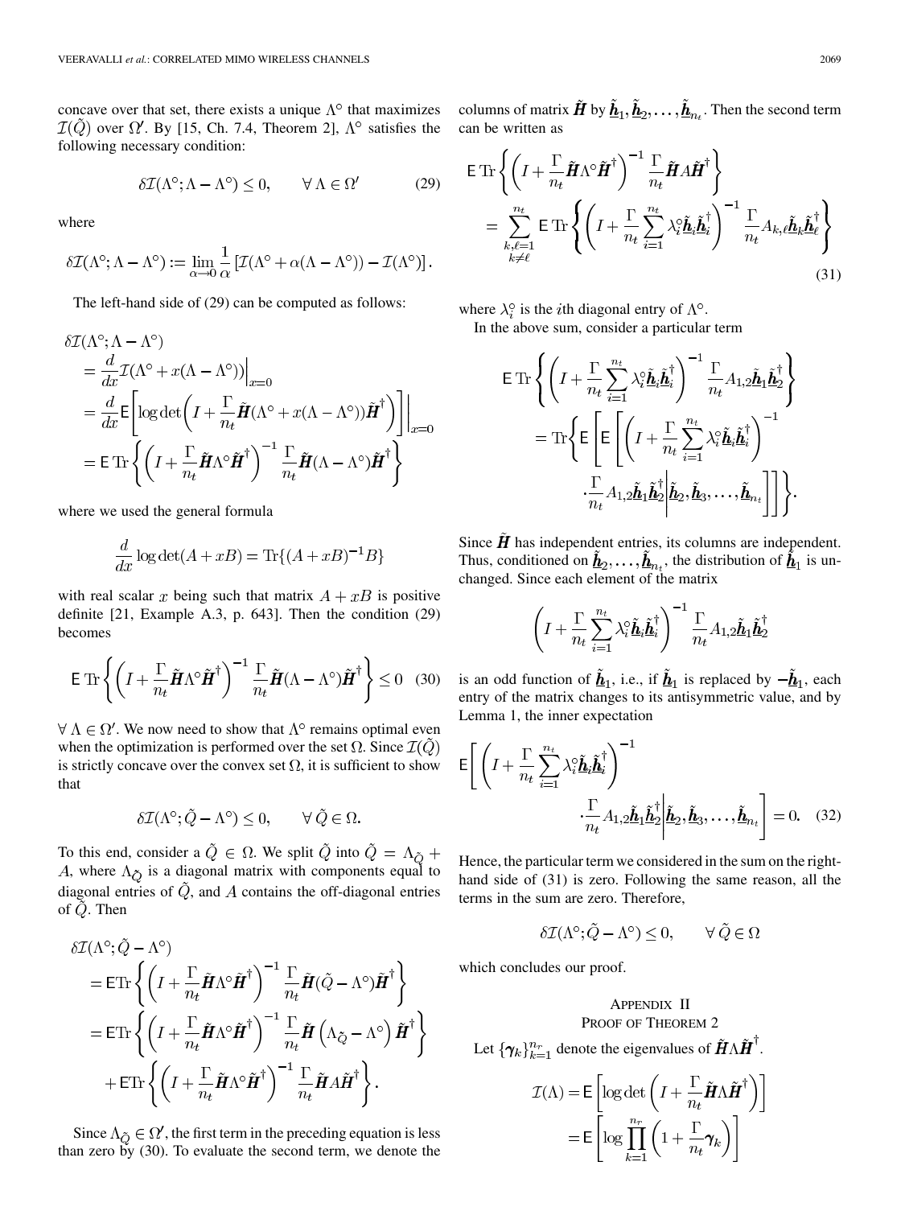concave over that set, there exists a unique $\Lambda^\circ$ that maximizes $\mathcal{I}(\tilde{Q})$ over $\Omega'$. By [15, Ch. 7.4, Theorem 2], $\Lambda^\circ$ satisfies the following necessary condition:

$$\delta\mathcal{I}(\Lambda^\circ;\Lambda-\Lambda^\circ)\le 0, \qquad \forall\,\Lambda\in\Omega' \tag{29}$$

where

$$\delta\mathcal{I}(\Lambda^\circ;\Lambda-\Lambda^\circ):=\lim_{\alpha\to 0}\frac{1}{\alpha}\left[\mathcal{I}(\Lambda^\circ+\alpha(\Lambda-\Lambda^\circ))-\mathcal{I}(\Lambda^\circ)\right].$$

The left-hand side of (29) can be computed as follows:

$$\begin{aligned}
&\delta\mathcal{I}(\Lambda^\circ;\Lambda-\Lambda^\circ)\\
&=\frac{d}{dx}\mathcal{I}(\Lambda^\circ+x(\Lambda-\Lambda^\circ))\Big|_{x=0}\\
&=\frac{d}{dx}\mathsf{E}\left[\log\det\left(I+\frac{\Gamma}{n_t}\tilde{\boldsymbol{H}}(\Lambda^\circ+x(\Lambda-\Lambda^\circ))\tilde{\boldsymbol{H}}^\dagger\right)\right]\Bigg|_{x=0}\\
&=\mathsf{E}\,\mathrm{Tr}\left\{\left(I+\frac{\Gamma}{n_t}\tilde{\boldsymbol{H}}\Lambda^\circ\tilde{\boldsymbol{H}}^\dagger\right)^{-1}\frac{\Gamma}{n_t}\tilde{\boldsymbol{H}}(\Lambda-\Lambda^\circ)\tilde{\boldsymbol{H}}^\dagger\right\}
\end{aligned}$$

where we used the general formula

$$\frac{d}{dx}\log\det(A+xB)=\mathrm{Tr}\{(A+xB)^{-1}B\}$$

with real scalar $x$ being such that matrix $A+xB$ is positive definite [21, Example A.3, p. 643]. Then the condition (29) becomes

$$\mathsf{E}\,\mathrm{Tr}\left\{\left(I+\frac{\Gamma}{n_t}\tilde{\boldsymbol{H}}\Lambda^\circ\tilde{\boldsymbol{H}}^\dagger\right)^{-1}\frac{\Gamma}{n_t}\tilde{\boldsymbol{H}}(\Lambda-\Lambda^\circ)\tilde{\boldsymbol{H}}^\dagger\right\}\le 0 \tag{30}$$

$\forall\,\Lambda\in\Omega'$. We now need to show that $\Lambda^\circ$ remains optimal even when the optimization is performed over the set $\Omega$. Since $\mathcal{I}(\tilde{Q})$ is strictly concave over the convex set $\Omega$, it is sufficient to show that

$$\delta\mathcal{I}(\Lambda^\circ;\tilde{Q}-\Lambda^\circ)\le 0, \qquad \forall\,\tilde{Q}\in\Omega.$$

To this end, consider a $\tilde{Q}\in\Omega$. We split $\tilde{Q}$ into $\tilde{Q}=\Lambda_{\tilde{Q}}+A$, where $\Lambda_{\tilde{Q}}$ is a diagonal matrix with components equal to diagonal entries of $\tilde{Q}$, and $A$ contains the off-diagonal entries of $\tilde{Q}$. Then

$$\begin{aligned}
&\delta\mathcal{I}(\Lambda^\circ;\tilde{Q}-\Lambda^\circ)\\
&=\mathsf{E}\mathrm{Tr}\left\{\left(I+\frac{\Gamma}{n_t}\tilde{\boldsymbol{H}}\Lambda^\circ\tilde{\boldsymbol{H}}^\dagger\right)^{-1}\frac{\Gamma}{n_t}\tilde{\boldsymbol{H}}(\tilde{Q}-\Lambda^\circ)\tilde{\boldsymbol{H}}^\dagger\right\}\\
&=\mathsf{E}\mathrm{Tr}\left\{\left(I+\frac{\Gamma}{n_t}\tilde{\boldsymbol{H}}\Lambda^\circ\tilde{\boldsymbol{H}}^\dagger\right)^{-1}\frac{\Gamma}{n_t}\tilde{\boldsymbol{H}}\left(\Lambda_{\tilde{Q}}-\Lambda^\circ\right)\tilde{\boldsymbol{H}}^\dagger\right\}\\
&\quad+\mathsf{E}\mathrm{Tr}\left\{\left(I+\frac{\Gamma}{n_t}\tilde{\boldsymbol{H}}\Lambda^\circ\tilde{\boldsymbol{H}}^\dagger\right)^{-1}\frac{\Gamma}{n_t}\tilde{\boldsymbol{H}}A\tilde{\boldsymbol{H}}^\dagger\right\}.
\end{aligned}$$

Since $\Lambda_{\tilde{Q}}\in\Omega'$, the first term in the preceding equation is less than zero by (30). To evaluate the second term, we denote the columns of matrix $\tilde{\boldsymbol{H}}$ by $\underline{\tilde{\boldsymbol{h}}}_1,\underline{\tilde{\boldsymbol{h}}}_2,\ldots,\underline{\tilde{\boldsymbol{h}}}_{n_t}$. Then the second term can be written as

$$\begin{aligned}
&\mathsf{E}\,\mathrm{Tr}\left\{\left(I+\frac{\Gamma}{n_t}\tilde{\boldsymbol{H}}\Lambda^\circ\tilde{\boldsymbol{H}}^\dagger\right)^{-1}\frac{\Gamma}{n_t}\tilde{\boldsymbol{H}}A\tilde{\boldsymbol{H}}^\dagger\right\}\\
&=\sum_{\substack{k,\ell=1\\k\neq\ell}}^{n_t}\mathsf{E}\,\mathrm{Tr}\left\{\left(I+\frac{\Gamma}{n_t}\sum_{i=1}^{n_t}\lambda_i^\circ\underline{\tilde{\boldsymbol{h}}}_i\underline{\tilde{\boldsymbol{h}}}_i^\dagger\right)^{-1}\frac{\Gamma}{n_t}A_{k,\ell}\underline{\tilde{\boldsymbol{h}}}_k\underline{\tilde{\boldsymbol{h}}}_\ell^\dagger\right\}
\end{aligned} \tag{31}$$

where $\lambda_i^\circ$ is the $i$th diagonal entry of $\Lambda^\circ$.

In the above sum, consider a particular term

$$\begin{aligned}
&\mathsf{E}\,\mathrm{Tr}\left\{\left(I+\frac{\Gamma}{n_t}\sum_{i=1}^{n_t}\lambda_i^\circ\underline{\tilde{\boldsymbol{h}}}_i\underline{\tilde{\boldsymbol{h}}}_i^\dagger\right)^{-1}\frac{\Gamma}{n_t}A_{1,2}\underline{\tilde{\boldsymbol{h}}}_1\underline{\tilde{\boldsymbol{h}}}_2^\dagger\right\}\\
&=\mathrm{Tr}\Bigg\{\mathsf{E}\Bigg[\mathsf{E}\Bigg[\left(I+\frac{\Gamma}{n_t}\sum_{i=1}^{n_t}\lambda_i^\circ\underline{\tilde{\boldsymbol{h}}}_i\underline{\tilde{\boldsymbol{h}}}_i^\dagger\right)^{-1}\\
&\qquad\cdot\frac{\Gamma}{n_t}A_{1,2}\underline{\tilde{\boldsymbol{h}}}_1\underline{\tilde{\boldsymbol{h}}}_2^\dagger\Bigg|\underline{\tilde{\boldsymbol{h}}}_2,\underline{\tilde{\boldsymbol{h}}}_3,\ldots,\underline{\tilde{\boldsymbol{h}}}_{n_t}\Bigg]\Bigg]\Bigg\}.
\end{aligned}$$

Since $\tilde{\boldsymbol{H}}$ has independent entries, its columns are independent. Thus, conditioned on $\underline{\tilde{\boldsymbol{h}}}_2,\ldots,\underline{\tilde{\boldsymbol{h}}}_{n_t}$, the distribution of $\underline{\tilde{\boldsymbol{h}}}_1$ is unchanged. Since each element of the matrix

$$\left(I+\frac{\Gamma}{n_t}\sum_{i=1}^{n_t}\lambda_i^\circ\underline{\tilde{\boldsymbol{h}}}_i\underline{\tilde{\boldsymbol{h}}}_i^\dagger\right)^{-1}\frac{\Gamma}{n_t}A_{1,2}\underline{\tilde{\boldsymbol{h}}}_1\underline{\tilde{\boldsymbol{h}}}_2^\dagger$$

is an odd function of $\underline{\tilde{\boldsymbol{h}}}_1$, i.e., if $\underline{\tilde{\boldsymbol{h}}}_1$ is replaced by $-\underline{\tilde{\boldsymbol{h}}}_1$, each entry of the matrix changes to its antisymmetric value, and by Lemma 1, the inner expectation

$$\begin{aligned}
\mathsf{E}\Bigg[&\left(I+\frac{\Gamma}{n_t}\sum_{i=1}^{n_t}\lambda_i^\circ\underline{\tilde{\boldsymbol{h}}}_i\underline{\tilde{\boldsymbol{h}}}_i^\dagger\right)^{-1}\\
&\cdot\frac{\Gamma}{n_t}A_{1,2}\underline{\tilde{\boldsymbol{h}}}_1\underline{\tilde{\boldsymbol{h}}}_2^\dagger\Bigg|\underline{\tilde{\boldsymbol{h}}}_2,\underline{\tilde{\boldsymbol{h}}}_3,\ldots,\underline{\tilde{\boldsymbol{h}}}_{n_t}\Bigg]=0.
\end{aligned} \tag{32}$$

Hence, the particular term we considered in the sum on the right-hand side of (31) is zero. Following the same reason, all the terms in the sum are zero. Therefore,

$$\delta\mathcal{I}(\Lambda^\circ;\tilde{Q}-\Lambda^\circ)\le 0, \qquad \forall\,\tilde{Q}\in\Omega$$

which concludes our proof.

## Appendix II
## Proof of Theorem 2

Let $\{\boldsymbol{\gamma}_k\}_{k=1}^{n_r}$ denote the eigenvalues of $\tilde{\boldsymbol{H}}\Lambda\tilde{\boldsymbol{H}}^\dagger$.

$$\begin{aligned}
\mathcal{I}(\Lambda)&=\mathsf{E}\left[\log\det\left(I+\frac{\Gamma}{n_t}\tilde{\boldsymbol{H}}\Lambda\tilde{\boldsymbol{H}}^\dagger\right)\right]\\
&=\mathsf{E}\left[\log\prod_{k=1}^{n_r}\left(1+\frac{\Gamma}{n_t}\boldsymbol{\gamma}_k\right)\right]
\end{aligned}$$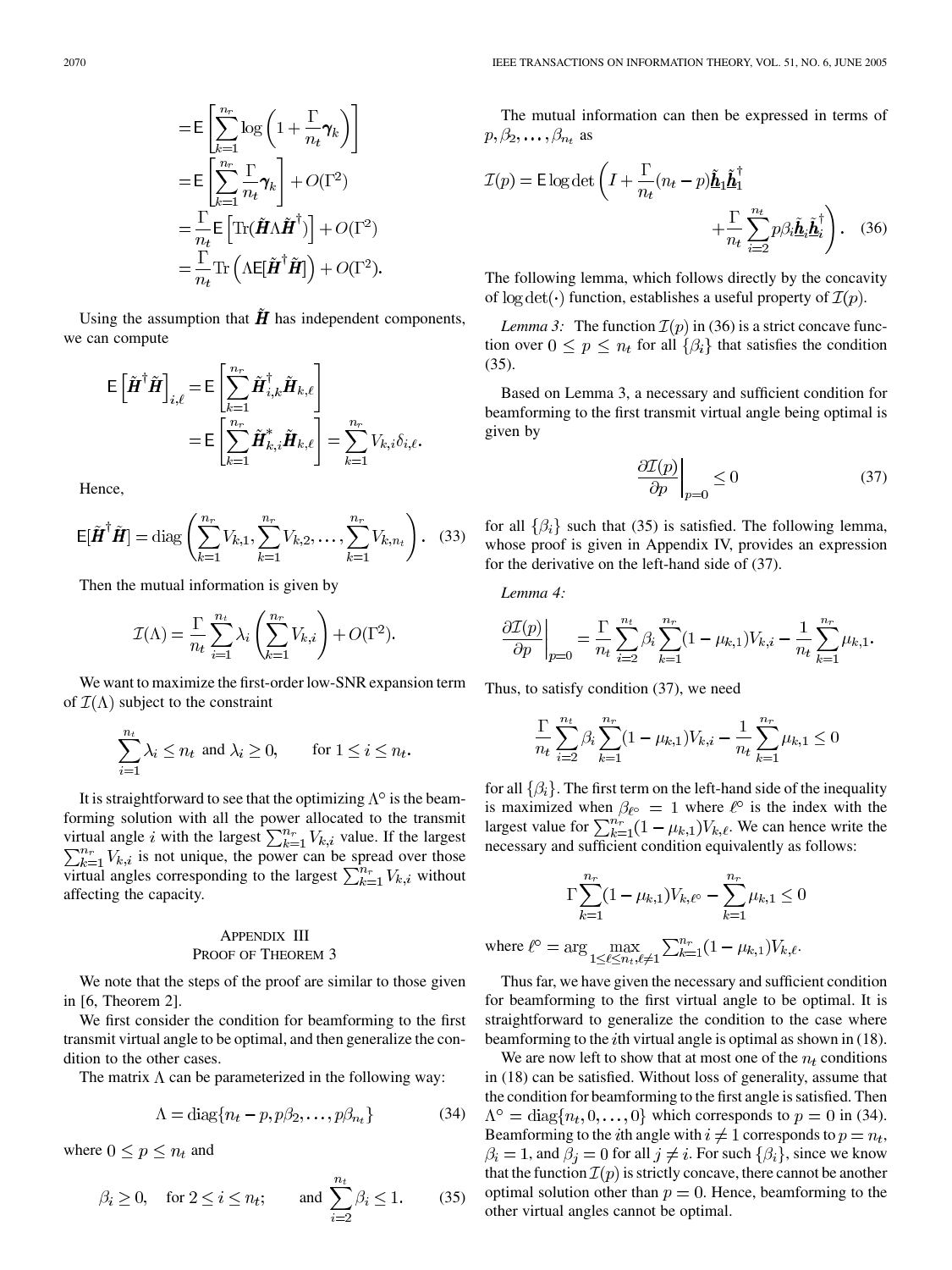$$
\begin{aligned}
&= \mathsf{E}\left[\sum_{k=1}^{n_r} \log\left(1+\frac{\Gamma}{n_t}\boldsymbol{\gamma}_k\right)\right] \\
&= \mathsf{E}\left[\sum_{k=1}^{n_r} \frac{\Gamma}{n_t}\boldsymbol{\gamma}_k\right] + O(\Gamma^2) \\
&= \frac{\Gamma}{n_t}\mathsf{E}\left[\mathrm{Tr}(\tilde{\boldsymbol{H}}\Lambda\tilde{\boldsymbol{H}}^\dagger)\right] + O(\Gamma^2) \\
&= \frac{\Gamma}{n_t}\mathrm{Tr}\left(\Lambda \mathsf{E}[\tilde{\boldsymbol{H}}^\dagger\tilde{\boldsymbol{H}}]\right) + O(\Gamma^2).
\end{aligned}
$$

Using the assumption that $\tilde{\boldsymbol{H}}$ has independent components, we can compute

$$
\begin{aligned}
\mathsf{E}\left[\tilde{\boldsymbol{H}}^\dagger\tilde{\boldsymbol{H}}\right]_{i,\ell} &= \mathsf{E}\left[\sum_{k=1}^{n_r} \tilde{\boldsymbol{H}}^\dagger_{i,k}\tilde{\boldsymbol{H}}_{k,\ell}\right] \\
&= \mathsf{E}\left[\sum_{k=1}^{n_r} \tilde{\boldsymbol{H}}^*_{k,i}\tilde{\boldsymbol{H}}_{k,\ell}\right] = \sum_{k=1}^{n_r} V_{k,i}\delta_{i,\ell}.
\end{aligned}
$$

Hence,

$$
\mathsf{E}[\tilde{\boldsymbol{H}}^\dagger\tilde{\boldsymbol{H}}] = \mathrm{diag}\left(\sum_{k=1}^{n_r} V_{k,1}, \sum_{k=1}^{n_r} V_{k,2}, \ldots, \sum_{k=1}^{n_r} V_{k,n_t}\right). \quad (33)
$$

Then the mutual information is given by

$$
\mathcal{I}(\Lambda) = \frac{\Gamma}{n_t}\sum_{i=1}^{n_t}\lambda_i\left(\sum_{k=1}^{n_r} V_{k,i}\right) + O(\Gamma^2).
$$

We want to maximize the first-order low-SNR expansion term of $\mathcal{I}(\Lambda)$ subject to the constraint

$$
\sum_{i=1}^{n_t}\lambda_i \leq n_t \text{ and } \lambda_i \geq 0, \qquad \text{for } 1 \leq i \leq n_t.
$$

It is straightforward to see that the optimizing $\Lambda^\circ$ is the beamforming solution with all the power allocated to the transmit virtual angle $i$ with the largest $\sum_{k=1}^{n_r} V_{k,i}$ value. If the largest $\sum_{k=1}^{n_r} V_{k,i}$ is not unique, the power can be spread over those virtual angles corresponding to the largest $\sum_{k=1}^{n_r} V_{k,i}$ without affecting the capacity.

## Appendix III
## Proof of Theorem 3

We note that the steps of the proof are similar to those given in [6, Theorem 2].

We first consider the condition for beamforming to the first transmit virtual angle to be optimal, and then generalize the condition to the other cases.

The matrix $\Lambda$ can be parameterized in the following way:

$$
\Lambda = \mathrm{diag}\{n_t - p, p\beta_2, \ldots, p\beta_{n_t}\} \quad (34)
$$

where $0 \leq p \leq n_t$ and

$$
\beta_i \geq 0, \quad \text{for } 2 \leq i \leq n_t; \qquad \text{and } \sum_{i=2}^{n_t}\beta_i \leq 1. \quad (35)
$$

The mutual information can then be expressed in terms of $p, \beta_2, \ldots, \beta_{n_t}$ as

$$
\mathcal{I}(p) = \mathsf{E}\log\det\left(I + \frac{\Gamma}{n_t}(n_t - p)\underline{\tilde{\boldsymbol{h}}}_1\underline{\tilde{\boldsymbol{h}}}_1^\dagger + \frac{\Gamma}{n_t}\sum_{i=2}^{n_t} p\beta_i\underline{\tilde{\boldsymbol{h}}}_i\underline{\tilde{\boldsymbol{h}}}_i^\dagger\right). \quad (36)
$$

The following lemma, which follows directly by the concavity of $\log\det(\cdot)$ function, establishes a useful property of $\mathcal{I}(p)$.

*Lemma 3:* The function $\mathcal{I}(p)$ in (36) is a strict concave function over $0 \leq p \leq n_t$ for all $\{\beta_i\}$ that satisfies the condition (35).

Based on Lemma 3, a necessary and sufficient condition for beamforming to the first transmit virtual angle being optimal is given by

$$
\left.\frac{\partial\mathcal{I}(p)}{\partial p}\right|_{p=0} \leq 0 \quad (37)
$$

for all $\{\beta_i\}$ such that (35) is satisfied. The following lemma, whose proof is given in Appendix IV, provides an expression for the derivative on the left-hand side of (37).

*Lemma 4:*

$$
\left.\frac{\partial\mathcal{I}(p)}{\partial p}\right|_{p=0} = \frac{\Gamma}{n_t}\sum_{i=2}^{n_t}\beta_i\sum_{k=1}^{n_r}(1-\mu_{k,1})V_{k,i} - \frac{1}{n_t}\sum_{k=1}^{n_r}\mu_{k,1}.
$$

Thus, to satisfy condition (37), we need

$$
\frac{\Gamma}{n_t}\sum_{i=2}^{n_t}\beta_i\sum_{k=1}^{n_r}(1-\mu_{k,1})V_{k,i} - \frac{1}{n_t}\sum_{k=1}^{n_r}\mu_{k,1} \leq 0
$$

for all $\{\beta_i\}$. The first term on the left-hand side of the inequality is maximized when $\beta_{\ell^\circ} = 1$ where $\ell^\circ$ is the index with the largest value for $\sum_{k=1}^{n_r}(1-\mu_{k,1})V_{k,\ell}$. We can hence write the necessary and sufficient condition equivalently as follows:

$$
\Gamma\sum_{k=1}^{n_r}(1-\mu_{k,1})V_{k,\ell^\circ} - \sum_{k=1}^{n_r}\mu_{k,1} \leq 0
$$

where $\ell^\circ = \arg\max_{1\leq\ell\leq n_t, \ell\neq 1}\sum_{k=1}^{n_r}(1-\mu_{k,1})V_{k,\ell}$.

Thus far, we have given the necessary and sufficient condition for beamforming to the first virtual angle to be optimal. It is straightforward to generalize the condition to the case where beamforming to the $i$th virtual angle is optimal as shown in (18).

We are now left to show that at most one of the $n_t$ conditions in (18) can be satisfied. Without loss of generality, assume that the condition for beamforming to the first angle is satisfied. Then $\Lambda^\circ = \mathrm{diag}\{n_t, 0, \ldots, 0\}$ which corresponds to $p = 0$ in (34). Beamforming to the $i$th angle with $i \neq 1$ corresponds to $p = n_t$, $\beta_i = 1$, and $\beta_j = 0$ for all $j \neq i$. For such $\{\beta_i\}$, since we know that the function $\mathcal{I}(p)$ is strictly concave, there cannot be another optimal solution other than $p = 0$. Hence, beamforming to the other virtual angles cannot be optimal.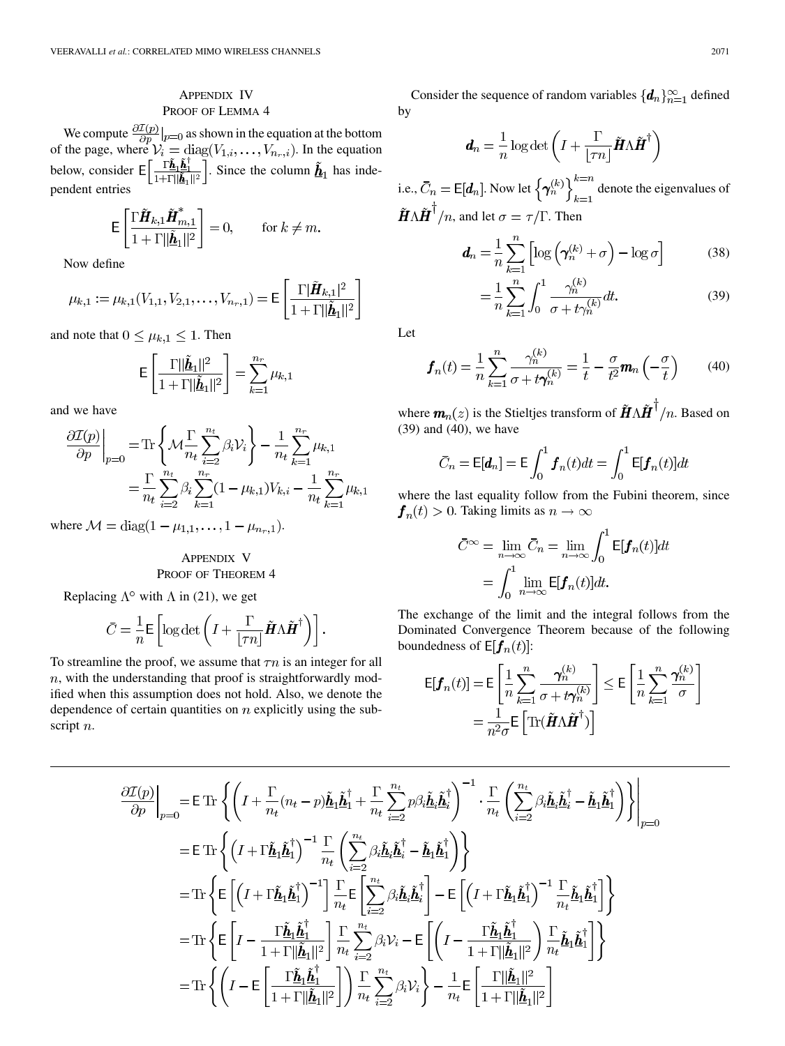## Appendix IV
### Proof of Lemma 4

We compute $\frac{\partial \mathcal{I}(p)}{\partial p}\big|_{p=0}$ as shown in the equation at the bottom of the page, where $\mathcal{V}_i = \operatorname{diag}(V_{1,i}, \ldots, V_{n_r,i})$. In the equation below, consider $\mathsf{E}\left[\frac{\Gamma \underline{\tilde{\boldsymbol{h}}}_1 \underline{\tilde{\boldsymbol{h}}}_1^\dagger}{1+\Gamma \|\underline{\tilde{\boldsymbol{h}}}_1\|^2}\right]$. Since the column $\underline{\tilde{\boldsymbol{h}}}_1$ has independent entries

$$\mathsf{E}\left[\frac{\Gamma \tilde{\boldsymbol{H}}_{k,1} \tilde{\boldsymbol{H}}_{m,1}^*}{1+\Gamma \|\underline{\tilde{\boldsymbol{h}}}_1\|^2}\right] = 0, \qquad \text{for } k \neq m.$$

Now define

$$\mu_{k,1} := \mu_{k,1}(V_{1,1}, V_{2,1}, \ldots, V_{n_r,1}) = \mathsf{E}\left[\frac{\Gamma |\tilde{\boldsymbol{H}}_{k,1}|^2}{1+\Gamma \|\underline{\tilde{\boldsymbol{h}}}_1\|^2}\right]$$

and note that $0 \leq \mu_{k,1} \leq 1$. Then

$$\mathsf{E}\left[\frac{\Gamma \|\underline{\tilde{\boldsymbol{h}}}_1\|^2}{1+\Gamma \|\underline{\tilde{\boldsymbol{h}}}_1\|^2}\right] = \sum_{k=1}^{n_r} \mu_{k,1}$$

and we have

$$\begin{aligned}
\left.\frac{\partial \mathcal{I}(p)}{\partial p}\right|_{p=0} &= \operatorname{Tr}\left\{\mathcal{M} \frac{\Gamma}{n_t} \sum_{i=2}^{n_t} \beta_i \mathcal{V}_i\right\} - \frac{1}{n_t} \sum_{k=1}^{n_r} \mu_{k,1} \\
&= \frac{\Gamma}{n_t} \sum_{i=2}^{n_t} \beta_i \sum_{k=1}^{n_r} (1-\mu_{k,1}) V_{k,i} - \frac{1}{n_t} \sum_{k=1}^{n_r} \mu_{k,1}
\end{aligned}$$

where $\mathcal{M} = \operatorname{diag}(1-\mu_{1,1}, \ldots, 1-\mu_{n_r,1})$.

## Appendix V
### Proof of Theorem 4

Replacing $\Lambda^\circ$ with $\Lambda$ in (21), we get

$$\bar{C} = \frac{1}{n} \mathsf{E}\left[\log\det\left(I + \frac{\Gamma}{\lfloor \tau n \rfloor} \tilde{\boldsymbol{H}} \Lambda \tilde{\boldsymbol{H}}^\dagger\right)\right].$$

To streamline the proof, we assume that $\tau n$ is an integer for all $n$, with the understanding that proof is straightforwardly modified when this assumption does not hold. Also, we denote the dependence of certain quantities on $n$ explicitly using the subscript $n$.

Consider the sequence of random variables $\{\boldsymbol{d}_n\}_{n=1}^\infty$ defined by

$$\boldsymbol{d}_n = \frac{1}{n} \log\det\left(I + \frac{\Gamma}{\lfloor \tau n \rfloor} \tilde{\boldsymbol{H}} \Lambda \tilde{\boldsymbol{H}}^\dagger\right)$$

i.e., $\bar{C}_n = \mathsf{E}[\boldsymbol{d}_n]$. Now let $\left\{\boldsymbol{\gamma}_n^{(k)}\right\}_{k=1}^{k=n}$ denote the eigenvalues of $\tilde{\boldsymbol{H}} \Lambda \tilde{\boldsymbol{H}}^\dagger / n$, and let $\sigma = \tau / \Gamma$. Then

$$\boldsymbol{d}_n = \frac{1}{n} \sum_{k=1}^{n} \left[\log\left(\boldsymbol{\gamma}_n^{(k)} + \sigma\right) - \log \sigma\right] \tag{38}$$

$$= \frac{1}{n} \sum_{k=1}^{n} \int_0^1 \frac{\gamma_n^{(k)}}{\sigma + t \gamma_n^{(k)}} dt. \tag{39}$$

Let

$$\boldsymbol{f}_n(t) = \frac{1}{n} \sum_{k=1}^{n} \frac{\gamma_n^{(k)}}{\sigma + t \boldsymbol{\gamma}_n^{(k)}} = \frac{1}{t} - \frac{\sigma}{t^2} \boldsymbol{m}_n\left(-\frac{\sigma}{t}\right) \tag{40}$$

where $\boldsymbol{m}_n(z)$ is the Stieltjes transform of $\tilde{\boldsymbol{H}} \Lambda \tilde{\boldsymbol{H}}^\dagger / n$. Based on (39) and (40), we have

$$\bar{C}_n = \mathsf{E}[\boldsymbol{d}_n] = \mathsf{E} \int_0^1 \boldsymbol{f}_n(t) dt = \int_0^1 \mathsf{E}[\boldsymbol{f}_n(t)] dt$$

where the last equality follow from the Fubini theorem, since $\boldsymbol{f}_n(t) > 0$. Taking limits as $n \to \infty$

$$\begin{aligned}
\bar{C}^\infty = \lim_{n\to\infty} \bar{C}_n &= \lim_{n\to\infty} \int_0^1 \mathsf{E}[\boldsymbol{f}_n(t)] dt \\
&= \int_0^1 \lim_{n\to\infty} \mathsf{E}[\boldsymbol{f}_n(t)] dt.
\end{aligned}$$

The exchange of the limit and the integral follows from the Dominated Convergence Theorem because of the following boundedness of $\mathsf{E}[\boldsymbol{f}_n(t)]$:

$$\begin{aligned}
\mathsf{E}[\boldsymbol{f}_n(t)] &= \mathsf{E}\left[\frac{1}{n} \sum_{k=1}^{n} \frac{\boldsymbol{\gamma}_n^{(k)}}{\sigma + t \boldsymbol{\gamma}_n^{(k)}}\right] \leq \mathsf{E}\left[\frac{1}{n} \sum_{k=1}^{n} \frac{\boldsymbol{\gamma}_n^{(k)}}{\sigma}\right] \\
&= \frac{1}{n^2 \sigma} \mathsf{E}\left[\operatorname{Tr}(\tilde{\boldsymbol{H}} \Lambda \tilde{\boldsymbol{H}}^\dagger)\right]
\end{aligned}$$

---

$$\begin{aligned}
\left.\frac{\partial \mathcal{I}(p)}{\partial p}\right|_{p=0} &= \mathsf{E} \operatorname{Tr}\left\{\left(I + \frac{\Gamma}{n_t}(n_t - p) \underline{\tilde{\boldsymbol{h}}}_1 \underline{\tilde{\boldsymbol{h}}}_1^\dagger + \frac{\Gamma}{n_t} \sum_{i=2}^{n_t} p \beta_i \underline{\tilde{\boldsymbol{h}}}_i \underline{\tilde{\boldsymbol{h}}}_i^\dagger\right)^{-1} \cdot \frac{\Gamma}{n_t} \left(\sum_{i=2}^{n_t} \beta_i \underline{\tilde{\boldsymbol{h}}}_i \underline{\tilde{\boldsymbol{h}}}_i^\dagger - \underline{\tilde{\boldsymbol{h}}}_1 \underline{\tilde{\boldsymbol{h}}}_1^\dagger\right)\right\}\Bigg|_{p=0} \\
&= \mathsf{E} \operatorname{Tr}\left\{\left(I + \Gamma \underline{\tilde{\boldsymbol{h}}}_1 \underline{\tilde{\boldsymbol{h}}}_1^\dagger\right)^{-1} \frac{\Gamma}{n_t} \left(\sum_{i=2}^{n_t} \beta_i \underline{\tilde{\boldsymbol{h}}}_i \underline{\tilde{\boldsymbol{h}}}_i^\dagger - \underline{\tilde{\boldsymbol{h}}}_1 \underline{\tilde{\boldsymbol{h}}}_1^\dagger\right)\right\} \\
&= \operatorname{Tr}\left\{\mathsf{E}\left[\left(I + \Gamma \underline{\tilde{\boldsymbol{h}}}_1 \underline{\tilde{\boldsymbol{h}}}_1^\dagger\right)^{-1}\right] \frac{\Gamma}{n_t} \mathsf{E}\left[\sum_{i=2}^{n_t} \beta_i \underline{\tilde{\boldsymbol{h}}}_i \underline{\tilde{\boldsymbol{h}}}_i^\dagger\right] - \mathsf{E}\left[\left(I + \Gamma \underline{\tilde{\boldsymbol{h}}}_1 \underline{\tilde{\boldsymbol{h}}}_1^\dagger\right)^{-1} \frac{\Gamma}{n_t} \underline{\tilde{\boldsymbol{h}}}_1 \underline{\tilde{\boldsymbol{h}}}_1^\dagger\right]\right\} \\
&= \operatorname{Tr}\left\{\mathsf{E}\left[I - \frac{\Gamma \underline{\tilde{\boldsymbol{h}}}_1 \underline{\tilde{\boldsymbol{h}}}_1^\dagger}{1 + \Gamma \|\underline{\tilde{\boldsymbol{h}}}_1\|^2}\right] \frac{\Gamma}{n_t} \sum_{i=2}^{n_t} \beta_i \mathcal{V}_i - \mathsf{E}\left[\left(I - \frac{\Gamma \underline{\tilde{\boldsymbol{h}}}_1 \underline{\tilde{\boldsymbol{h}}}_1^\dagger}{1 + \Gamma \|\underline{\tilde{\boldsymbol{h}}}_1\|^2}\right) \frac{\Gamma}{n_t} \underline{\tilde{\boldsymbol{h}}}_1 \underline{\tilde{\boldsymbol{h}}}_1^\dagger\right]\right\} \\
&= \operatorname{Tr}\left\{\left(I - \mathsf{E}\left[\frac{\Gamma \underline{\tilde{\boldsymbol{h}}}_1 \underline{\tilde{\boldsymbol{h}}}_1^\dagger}{1 + \Gamma \|\underline{\tilde{\boldsymbol{h}}}_1\|^2}\right]\right) \frac{\Gamma}{n_t} \sum_{i=2}^{n_t} \beta_i \mathcal{V}_i\right\} - \frac{1}{n_t} \mathsf{E}\left[\frac{\Gamma \|\underline{\tilde{\boldsymbol{h}}}_1\|^2}{1 + \Gamma \|\underline{\tilde{\boldsymbol{h}}}_1\|^2}\right]
\end{aligned}$$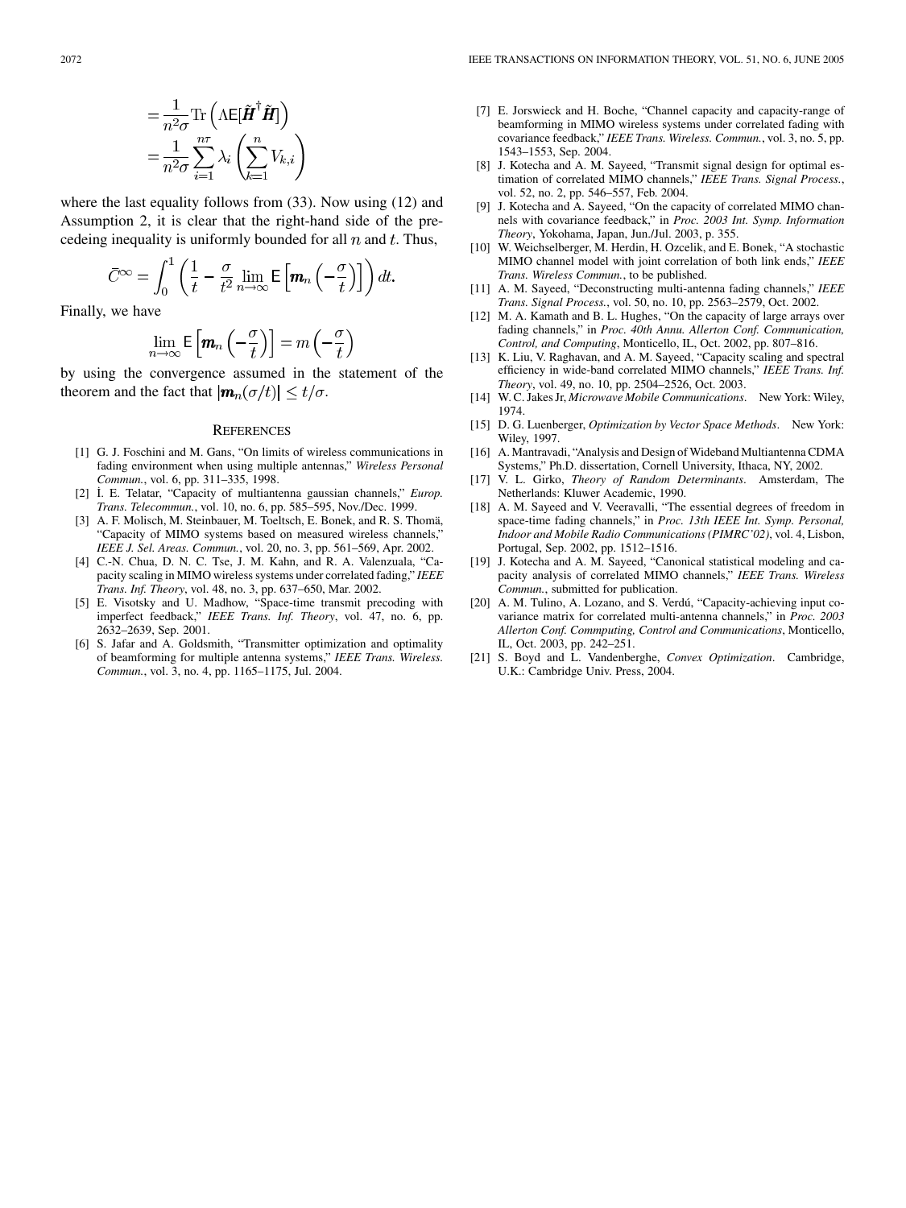$$= \frac{1}{n^2\sigma} \mathrm{Tr}\left(\Lambda \mathsf{E}[\tilde{\boldsymbol{H}}^\dagger \tilde{\boldsymbol{H}}]\right)$$
$$= \frac{1}{n^2\sigma} \sum_{i=1}^{n\tau} \lambda_i \left(\sum_{k=1}^{n} V_{k,i}\right)$$

where the last equality follows from (33). Now using (12) and Assumption 2, it is clear that the right-hand side of the precedeing inequality is uniformly bounded for all $n$ and $t$. Thus,

$$\bar{C}^\infty = \int_0^1 \left(\frac{1}{t} - \frac{\sigma}{t^2} \lim_{n\to\infty} \mathsf{E}\left[\boldsymbol{m}_n\left(-\frac{\sigma}{t}\right)\right]\right) dt.$$

Finally, we have

$$\lim_{n\to\infty} \mathsf{E}\left[\boldsymbol{m}_n\left(-\frac{\sigma}{t}\right)\right] = m\left(-\frac{\sigma}{t}\right)$$

by using the convergence assumed in the statement of the theorem and the fact that $|\boldsymbol{m}_n(\sigma/t)| \leq t/\sigma$.

## References

[1] G. J. Foschini and M. Gans, "On limits of wireless communications in fading environment when using multiple antennas," *Wireless Personal Commun.*, vol. 6, pp. 311–335, 1998.

[2] İ. E. Telatar, "Capacity of multiantenna gaussian channels," *Europ. Trans. Telecommun.*, vol. 10, no. 6, pp. 585–595, Nov./Dec. 1999.

[3] A. F. Molisch, M. Steinbauer, M. Toeltsch, E. Bonek, and R. S. Thomä, "Capacity of MIMO systems based on measured wireless channels," *IEEE J. Sel. Areas. Commun.*, vol. 20, no. 3, pp. 561–569, Apr. 2002.

[4] C.-N. Chua, D. N. C. Tse, J. M. Kahn, and R. A. Valenzuala, "Capacity scaling in MIMO wireless systems under correlated fading," *IEEE Trans. Inf. Theory*, vol. 48, no. 3, pp. 637–650, Mar. 2002.

[5] E. Visotsky and U. Madhow, "Space-time transmit precoding with imperfect feedback," *IEEE Trans. Inf. Theory*, vol. 47, no. 6, pp. 2632–2639, Sep. 2001.

[6] S. Jafar and A. Goldsmith, "Transmitter optimization and optimality of beamforming for multiple antenna systems," *IEEE Trans. Wireless. Commun.*, vol. 3, no. 4, pp. 1165–1175, Jul. 2004.

[7] E. Jorswieck and H. Boche, "Channel capacity and capacity-range of beamforming in MIMO wireless systems under correlated fading with covariance feedback," *IEEE Trans. Wireless. Commun.*, vol. 3, no. 5, pp. 1543–1553, Sep. 2004.

[8] J. Kotecha and A. M. Sayeed, "Transmit signal design for optimal estimation of correlated MIMO channels," *IEEE Trans. Signal Process.*, vol. 52, no. 2, pp. 546–557, Feb. 2004.

[9] J. Kotecha and A. Sayeed, "On the capacity of correlated MIMO channels with covariance feedback," in *Proc. 2003 Int. Symp. Information Theory*, Yokohama, Japan, Jun./Jul. 2003, p. 355.

[10] W. Weichselberger, M. Herdin, H. Ozcelik, and E. Bonek, "A stochastic MIMO channel model with joint correlation of both link ends," *IEEE Trans. Wireless Commun.*, to be published.

[11] A. M. Sayeed, "Deconstructing multi-antenna fading channels," *IEEE Trans. Signal Process.*, vol. 50, no. 10, pp. 2563–2579, Oct. 2002.

[12] M. A. Kamath and B. L. Hughes, "On the capacity of large arrays over fading channels," in *Proc. 40th Annu. Allerton Conf. Communication, Control, and Computing*, Monticello, IL, Oct. 2002, pp. 807–816.

[13] K. Liu, V. Raghavan, and A. M. Sayeed, "Capacity scaling and spectral efficiency in wide-band correlated MIMO channels," *IEEE Trans. Inf. Theory*, vol. 49, no. 10, pp. 2504–2526, Oct. 2003.

[14] W. C. Jakes Jr, *Microwave Mobile Communications*. New York: Wiley, 1974.

[15] D. G. Luenberger, *Optimization by Vector Space Methods*. New York: Wiley, 1997.

[16] A. Mantravadi, "Analysis and Design of Wideband Multiantenna CDMA Systems," Ph.D. dissertation, Cornell University, Ithaca, NY, 2002.

[17] V. L. Girko, *Theory of Random Determinants*. Amsterdam, The Netherlands: Kluwer Academic, 1990.

[18] A. M. Sayeed and V. Veeravalli, "The essential degrees of freedom in space-time fading channels," in *Proc. 13th IEEE Int. Symp. Personal, Indoor and Mobile Radio Communications (PIMRC'02)*, vol. 4, Lisbon, Portugal, Sep. 2002, pp. 1512–1516.

[19] J. Kotecha and A. M. Sayeed, "Canonical statistical modeling and capacity analysis of correlated MIMO channels," *IEEE Trans. Wireless Commun.*, submitted for publication.

[20] A. M. Tulino, A. Lozano, and S. Verdú, "Capacity-achieving input covariance matrix for correlated multi-antenna channels," in *Proc. 2003 Allerton Conf. Commputing, Control and Communications*, Monticello, IL, Oct. 2003, pp. 242–251.

[21] S. Boyd and L. Vandenberghe, *Convex Optimization*. Cambridge, U.K.: Cambridge Univ. Press, 2004.